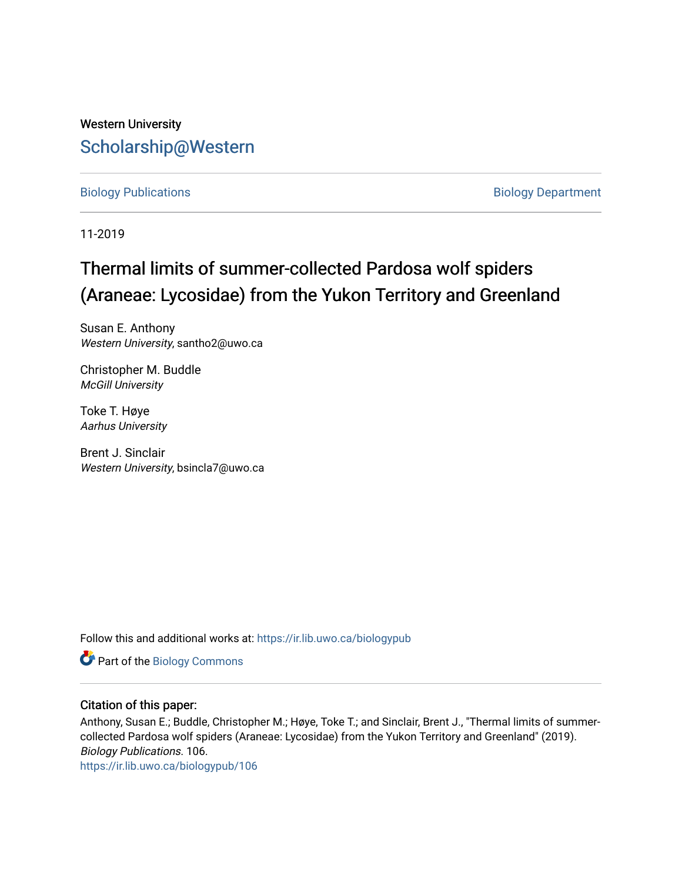Western University

Scholarship@Western

Biology Publications

Biology Department

11-2019

# Thermal limits of summer-collected Pardosa wolf spiders (Araneae: Lycosidae) from the Yukon Territory and Greenland

Susan E. Anthony
*Western University*, santho2@uwo.ca

Christopher M. Buddle
*McGill University*

Toke T. Høye
*Aarhus University*

Brent J. Sinclair
*Western University*, bsincla7@uwo.ca

Follow this and additional works at: https://ir.lib.uwo.ca/biologypub

Part of the Biology Commons

### Citation of this paper:

Anthony, Susan E.; Buddle, Christopher M.; Høye, Toke T.; and Sinclair, Brent J., "Thermal limits of summer-collected Pardosa wolf spiders (Araneae: Lycosidae) from the Yukon Territory and Greenland" (2019). *Biology Publications*. 106.
https://ir.lib.uwo.ca/biologypub/106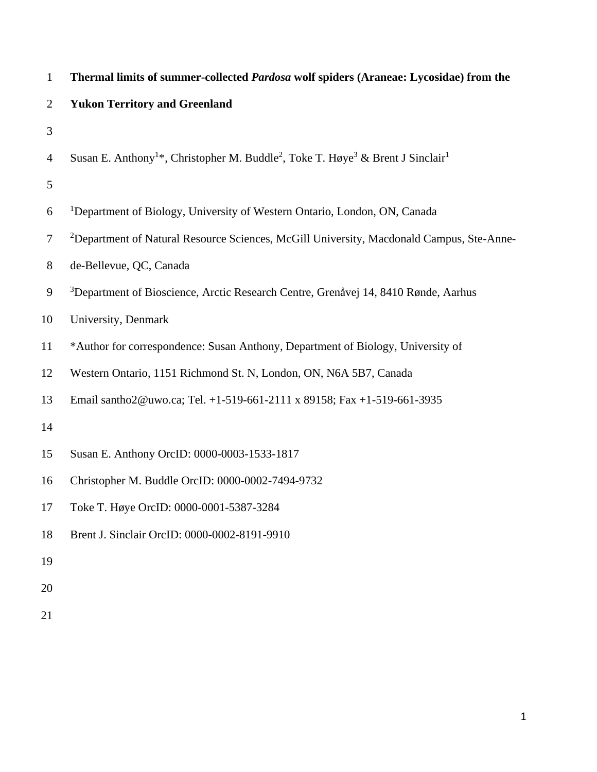# Thermal limits of summer-collected *Pardosa* wolf spiders (Araneae: Lycosidae) from the Yukon Territory and Greenland

Susan E. Anthony[1]*, Christopher M. Buddle[2], Toke T. Høye[3] & Brent J Sinclair[1]

[1]Department of Biology, University of Western Ontario, London, ON, Canada

[2]Department of Natural Resource Sciences, McGill University, Macdonald Campus, Ste-Anne-de-Bellevue, QC, Canada

[3]Department of Bioscience, Arctic Research Centre, Grenåvej 14, 8410 Rønde, Aarhus University, Denmark

*Author for correspondence: Susan Anthony, Department of Biology, University of Western Ontario, 1151 Richmond St. N, London, ON, N6A 5B7, Canada

Email santho2@uwo.ca; Tel. +1-519-661-2111 x 89158; Fax +1-519-661-3935

Susan E. Anthony OrcID: 0000-0003-1533-1817

Christopher M. Buddle OrcID: 0000-0002-7494-9732

Toke T. Høye OrcID: 0000-0001-5387-3284

Brent J. Sinclair OrcID: 0000-0002-8191-9910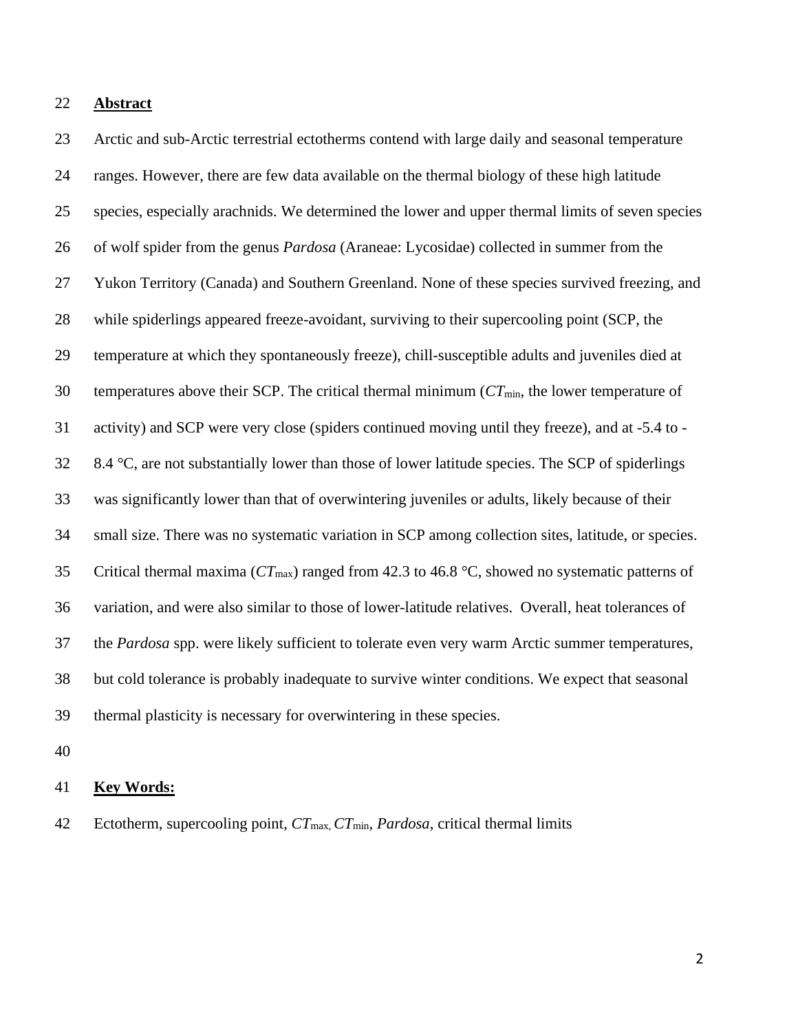## Abstract

Arctic and sub-Arctic terrestrial ectotherms contend with large daily and seasonal temperature ranges. However, there are few data available on the thermal biology of these high latitude species, especially arachnids. We determined the lower and upper thermal limits of seven species of wolf spider from the genus *Pardosa* (Araneae: Lycosidae) collected in summer from the Yukon Territory (Canada) and Southern Greenland. None of these species survived freezing, and while spiderlings appeared freeze-avoidant, surviving to their supercooling point (SCP, the temperature at which they spontaneously freeze), chill-susceptible adults and juveniles died at temperatures above their SCP. The critical thermal minimum ($CT_{min}$, the lower temperature of activity) and SCP were very close (spiders continued moving until they freeze), and at -5.4 to -8.4 °C, are not substantially lower than those of lower latitude species. The SCP of spiderlings was significantly lower than that of overwintering juveniles or adults, likely because of their small size. There was no systematic variation in SCP among collection sites, latitude, or species. Critical thermal maxima ($CT_{max}$) ranged from 42.3 to 46.8 °C, showed no systematic patterns of variation, and were also similar to those of lower-latitude relatives. Overall, heat tolerances of the *Pardosa* spp. were likely sufficient to tolerate even very warm Arctic summer temperatures, but cold tolerance is probably inadequate to survive winter conditions. We expect that seasonal thermal plasticity is necessary for overwintering in these species.

## Key Words:

Ectotherm, supercooling point, $CT_{max}$, $CT_{min}$, *Pardosa*, critical thermal limits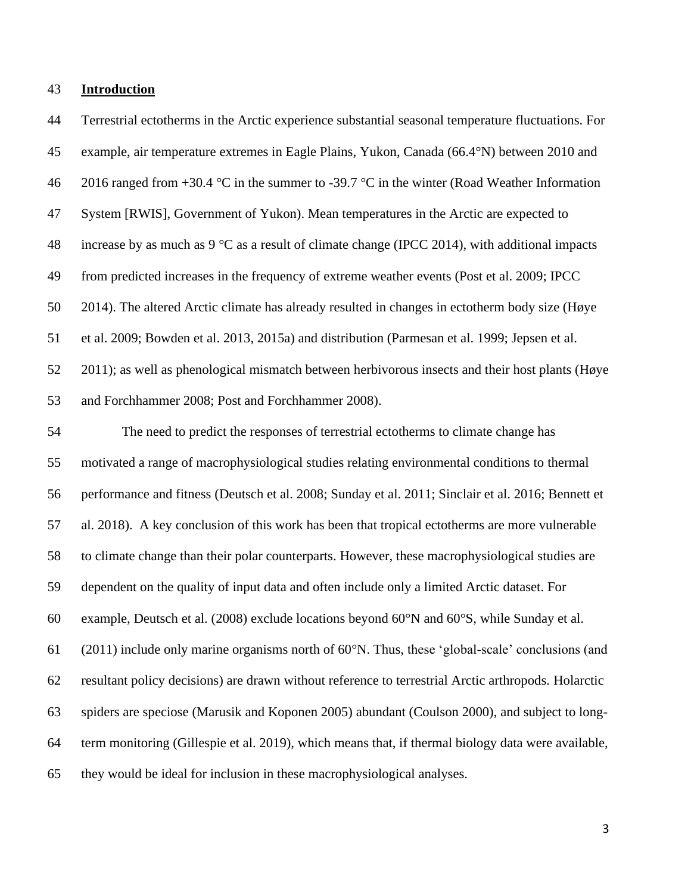## Introduction

Terrestrial ectotherms in the Arctic experience substantial seasonal temperature fluctuations. For example, air temperature extremes in Eagle Plains, Yukon, Canada (66.4°N) between 2010 and 2016 ranged from +30.4 °C in the summer to -39.7 °C in the winter (Road Weather Information System [RWIS], Government of Yukon). Mean temperatures in the Arctic are expected to increase by as much as 9 °C as a result of climate change (IPCC 2014), with additional impacts from predicted increases in the frequency of extreme weather events (Post et al. 2009; IPCC 2014). The altered Arctic climate has already resulted in changes in ectotherm body size (Høye et al. 2009; Bowden et al. 2013, 2015a) and distribution (Parmesan et al. 1999; Jepsen et al. 2011); as well as phenological mismatch between herbivorous insects and their host plants (Høye and Forchhammer 2008; Post and Forchhammer 2008).

The need to predict the responses of terrestrial ectotherms to climate change has motivated a range of macrophysiological studies relating environmental conditions to thermal performance and fitness (Deutsch et al. 2008; Sunday et al. 2011; Sinclair et al. 2016; Bennett et al. 2018). A key conclusion of this work has been that tropical ectotherms are more vulnerable to climate change than their polar counterparts. However, these macrophysiological studies are dependent on the quality of input data and often include only a limited Arctic dataset. For example, Deutsch et al. (2008) exclude locations beyond 60°N and 60°S, while Sunday et al. (2011) include only marine organisms north of 60°N. Thus, these 'global-scale' conclusions (and resultant policy decisions) are drawn without reference to terrestrial Arctic arthropods. Holarctic spiders are speciose (Marusik and Koponen 2005) abundant (Coulson 2000), and subject to long-term monitoring (Gillespie et al. 2019), which means that, if thermal biology data were available, they would be ideal for inclusion in these macrophysiological analyses.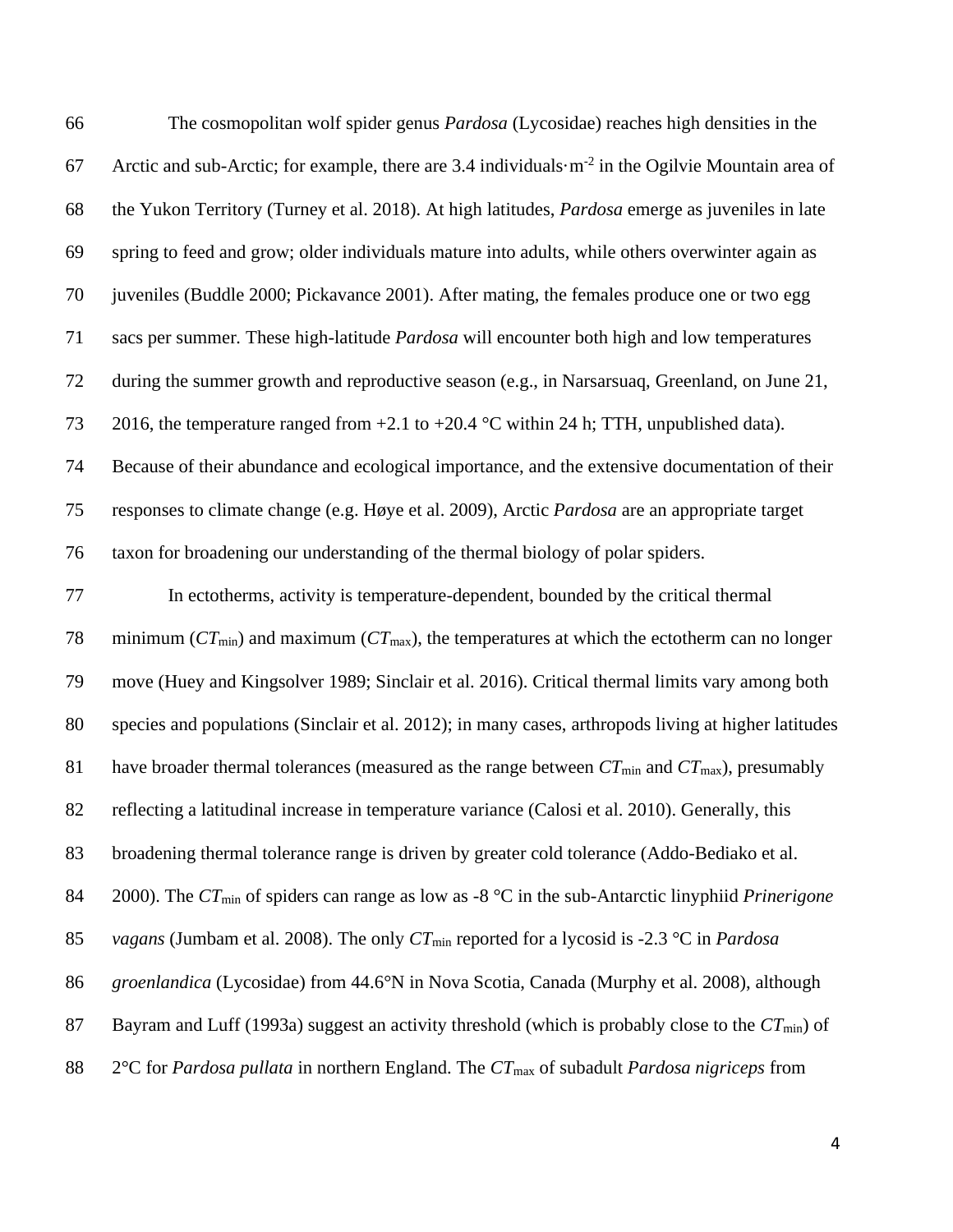The cosmopolitan wolf spider genus *Pardosa* (Lycosidae) reaches high densities in the Arctic and sub-Arctic; for example, there are 3.4 individuals·m$^{-2}$ in the Ogilvie Mountain area of the Yukon Territory (Turney et al. 2018). At high latitudes, *Pardosa* emerge as juveniles in late spring to feed and grow; older individuals mature into adults, while others overwinter again as juveniles (Buddle 2000; Pickavance 2001). After mating, the females produce one or two egg sacs per summer. These high-latitude *Pardosa* will encounter both high and low temperatures during the summer growth and reproductive season (e.g., in Narsarsuaq, Greenland, on June 21, 2016, the temperature ranged from +2.1 to +20.4 °C within 24 h; TTH, unpublished data). Because of their abundance and ecological importance, and the extensive documentation of their responses to climate change (e.g. Høye et al. 2009), Arctic *Pardosa* are an appropriate target taxon for broadening our understanding of the thermal biology of polar spiders.

In ectotherms, activity is temperature-dependent, bounded by the critical thermal minimum ($CT_{min}$) and maximum ($CT_{max}$), the temperatures at which the ectotherm can no longer move (Huey and Kingsolver 1989; Sinclair et al. 2016). Critical thermal limits vary among both species and populations (Sinclair et al. 2012); in many cases, arthropods living at higher latitudes have broader thermal tolerances (measured as the range between $CT_{min}$ and $CT_{max}$), presumably reflecting a latitudinal increase in temperature variance (Calosi et al. 2010). Generally, this broadening thermal tolerance range is driven by greater cold tolerance (Addo-Bediako et al. 2000). The $CT_{min}$ of spiders can range as low as -8 °C in the sub-Antarctic linyphiid *Prinerigone vagans* (Jumbam et al. 2008). The only $CT_{min}$ reported for a lycosid is -2.3 °C in *Pardosa groenlandica* (Lycosidae) from 44.6°N in Nova Scotia, Canada (Murphy et al. 2008), although Bayram and Luff (1993a) suggest an activity threshold (which is probably close to the $CT_{min}$) of 2°C for *Pardosa pullata* in northern England. The $CT_{max}$ of subadult *Pardosa nigriceps* from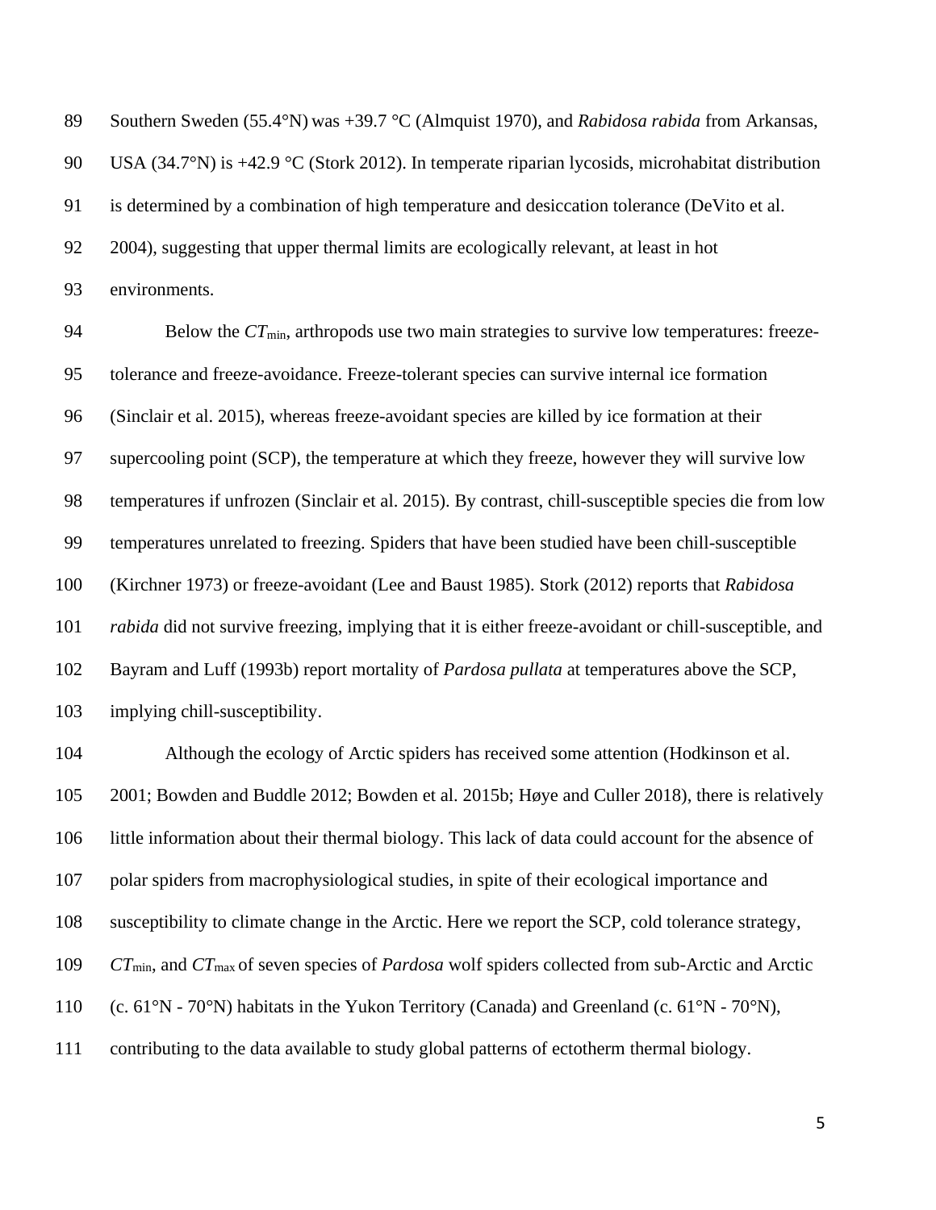Southern Sweden (55.4°N) was +39.7 °C (Almquist 1970), and *Rabidosa rabida* from Arkansas, USA (34.7°N) is +42.9 °C (Stork 2012). In temperate riparian lycosids, microhabitat distribution is determined by a combination of high temperature and desiccation tolerance (DeVito et al. 2004), suggesting that upper thermal limits are ecologically relevant, at least in hot environments.

Below the $CT_{min}$, arthropods use two main strategies to survive low temperatures: freeze-tolerance and freeze-avoidance. Freeze-tolerant species can survive internal ice formation (Sinclair et al. 2015), whereas freeze-avoidant species are killed by ice formation at their supercooling point (SCP), the temperature at which they freeze, however they will survive low temperatures if unfrozen (Sinclair et al. 2015). By contrast, chill-susceptible species die from low temperatures unrelated to freezing. Spiders that have been studied have been chill-susceptible (Kirchner 1973) or freeze-avoidant (Lee and Baust 1985). Stork (2012) reports that *Rabidosa rabida* did not survive freezing, implying that it is either freeze-avoidant or chill-susceptible, and Bayram and Luff (1993b) report mortality of *Pardosa pullata* at temperatures above the SCP, implying chill-susceptibility.

Although the ecology of Arctic spiders has received some attention (Hodkinson et al. 2001; Bowden and Buddle 2012; Bowden et al. 2015b; Høye and Culler 2018), there is relatively little information about their thermal biology. This lack of data could account for the absence of polar spiders from macrophysiological studies, in spite of their ecological importance and susceptibility to climate change in the Arctic. Here we report the SCP, cold tolerance strategy, $CT_{min}$, and $CT_{max}$ of seven species of *Pardosa* wolf spiders collected from sub-Arctic and Arctic (c. 61°N - 70°N) habitats in the Yukon Territory (Canada) and Greenland (c. 61°N - 70°N), contributing to the data available to study global patterns of ectotherm thermal biology.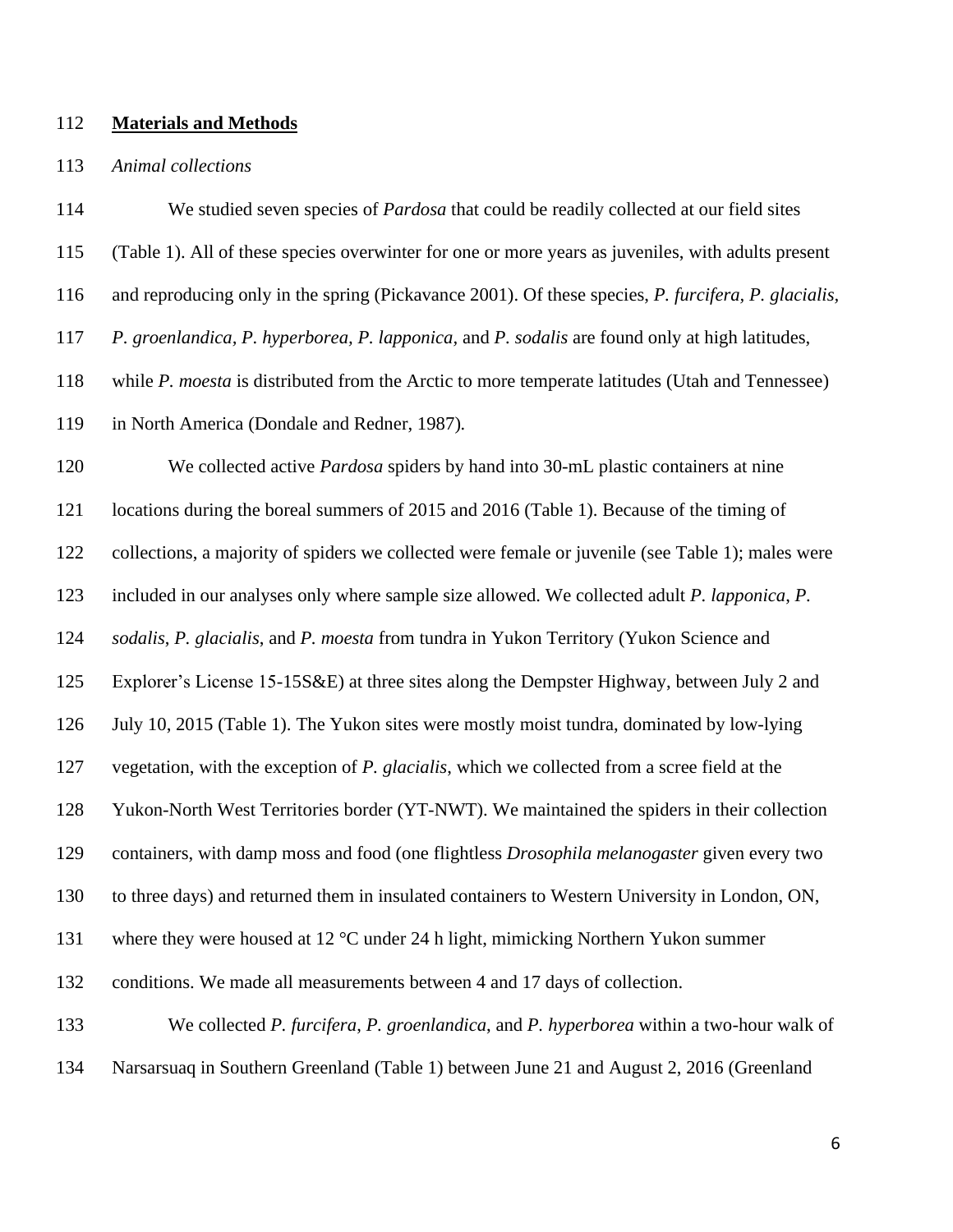## Materials and Methods

### *Animal collections*

We studied seven species of *Pardosa* that could be readily collected at our field sites (Table 1). All of these species overwinter for one or more years as juveniles, with adults present and reproducing only in the spring (Pickavance 2001). Of these species, *P. furcifera, P. glacialis, P. groenlandica, P. hyperborea, P. lapponica,* and *P. sodalis* are found only at high latitudes, while *P. moesta* is distributed from the Arctic to more temperate latitudes (Utah and Tennessee) in North America (Dondale and Redner, 1987).

We collected active *Pardosa* spiders by hand into 30-mL plastic containers at nine locations during the boreal summers of 2015 and 2016 (Table 1). Because of the timing of collections, a majority of spiders we collected were female or juvenile (see Table 1); males were included in our analyses only where sample size allowed. We collected adult *P. lapponica*, *P. sodalis*, *P. glacialis*, and *P. moesta* from tundra in Yukon Territory (Yukon Science and Explorer's License 15-15S&E) at three sites along the Dempster Highway, between July 2 and July 10, 2015 (Table 1). The Yukon sites were mostly moist tundra, dominated by low-lying vegetation, with the exception of *P. glacialis*, which we collected from a scree field at the Yukon-North West Territories border (YT-NWT). We maintained the spiders in their collection containers, with damp moss and food (one flightless *Drosophila melanogaster* given every two to three days) and returned them in insulated containers to Western University in London, ON, where they were housed at 12 °C under 24 h light, mimicking Northern Yukon summer conditions. We made all measurements between 4 and 17 days of collection.

We collected *P. furcifera*, *P. groenlandica*, and *P. hyperborea* within a two-hour walk of Narsarsuaq in Southern Greenland (Table 1) between June 21 and August 2, 2016 (Greenland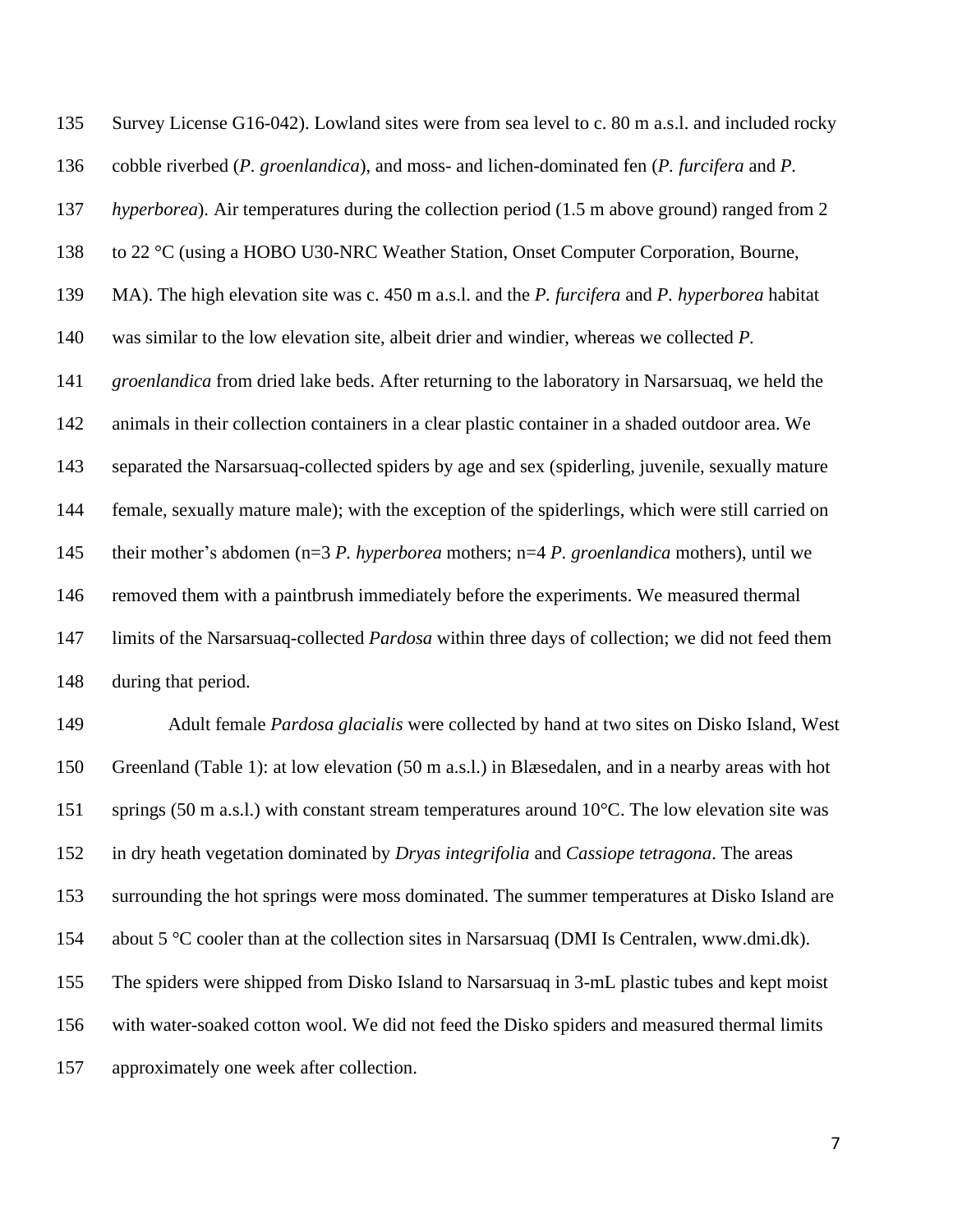Survey License G16-042). Lowland sites were from sea level to c. 80 m a.s.l. and included rocky cobble riverbed (*P. groenlandica*), and moss- and lichen-dominated fen (*P. furcifera* and *P. hyperborea*). Air temperatures during the collection period (1.5 m above ground) ranged from 2 to 22 °C (using a HOBO U30-NRC Weather Station, Onset Computer Corporation, Bourne, MA). The high elevation site was c. 450 m a.s.l. and the *P. furcifera* and *P. hyperborea* habitat was similar to the low elevation site, albeit drier and windier, whereas we collected *P. groenlandica* from dried lake beds. After returning to the laboratory in Narsarsuaq, we held the animals in their collection containers in a clear plastic container in a shaded outdoor area. We separated the Narsarsuaq-collected spiders by age and sex (spiderling, juvenile, sexually mature female, sexually mature male); with the exception of the spiderlings, which were still carried on their mother's abdomen (n=3 *P. hyperborea* mothers; n=4 *P. groenlandica* mothers), until we removed them with a paintbrush immediately before the experiments. We measured thermal limits of the Narsarsuaq-collected *Pardosa* within three days of collection; we did not feed them during that period.

Adult female *Pardosa glacialis* were collected by hand at two sites on Disko Island, West Greenland (Table 1): at low elevation (50 m a.s.l.) in Blæsedalen, and in a nearby areas with hot springs (50 m a.s.l.) with constant stream temperatures around 10°C. The low elevation site was in dry heath vegetation dominated by *Dryas integrifolia* and *Cassiope tetragona*. The areas surrounding the hot springs were moss dominated. The summer temperatures at Disko Island are about 5 °C cooler than at the collection sites in Narsarsuaq (DMI Is Centralen, www.dmi.dk). The spiders were shipped from Disko Island to Narsarsuaq in 3-mL plastic tubes and kept moist with water-soaked cotton wool. We did not feed the Disko spiders and measured thermal limits approximately one week after collection.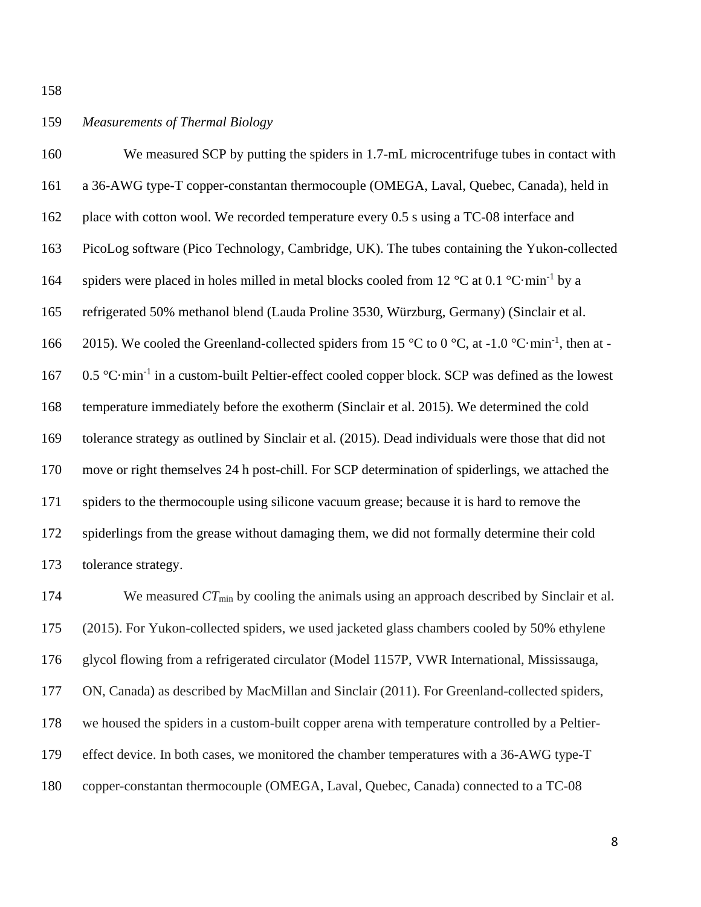### *Measurements of Thermal Biology*

We measured SCP by putting the spiders in 1.7-mL microcentrifuge tubes in contact with a 36-AWG type-T copper-constantan thermocouple (OMEGA, Laval, Quebec, Canada), held in place with cotton wool. We recorded temperature every 0.5 s using a TC-08 interface and PicoLog software (Pico Technology, Cambridge, UK). The tubes containing the Yukon-collected spiders were placed in holes milled in metal blocks cooled from 12 °C at 0.1 °C·min$^{-1}$ by a refrigerated 50% methanol blend (Lauda Proline 3530, Würzburg, Germany) (Sinclair et al. 2015). We cooled the Greenland-collected spiders from 15 °C to 0 °C, at -1.0 °C·min$^{-1}$, then at -0.5 °C·min$^{-1}$ in a custom-built Peltier-effect cooled copper block. SCP was defined as the lowest temperature immediately before the exotherm (Sinclair et al. 2015). We determined the cold tolerance strategy as outlined by Sinclair et al. (2015). Dead individuals were those that did not move or right themselves 24 h post-chill. For SCP determination of spiderlings, we attached the spiders to the thermocouple using silicone vacuum grease; because it is hard to remove the spiderlings from the grease without damaging them, we did not formally determine their cold tolerance strategy.

We measured $CT_{\mathrm{min}}$ by cooling the animals using an approach described by Sinclair et al. (2015). For Yukon-collected spiders, we used jacketed glass chambers cooled by 50% ethylene glycol flowing from a refrigerated circulator (Model 1157P, VWR International, Mississauga, ON, Canada) as described by MacMillan and Sinclair (2011). For Greenland-collected spiders, we housed the spiders in a custom-built copper arena with temperature controlled by a Peltier-effect device. In both cases, we monitored the chamber temperatures with a 36-AWG type-T copper-constantan thermocouple (OMEGA, Laval, Quebec, Canada) connected to a TC-08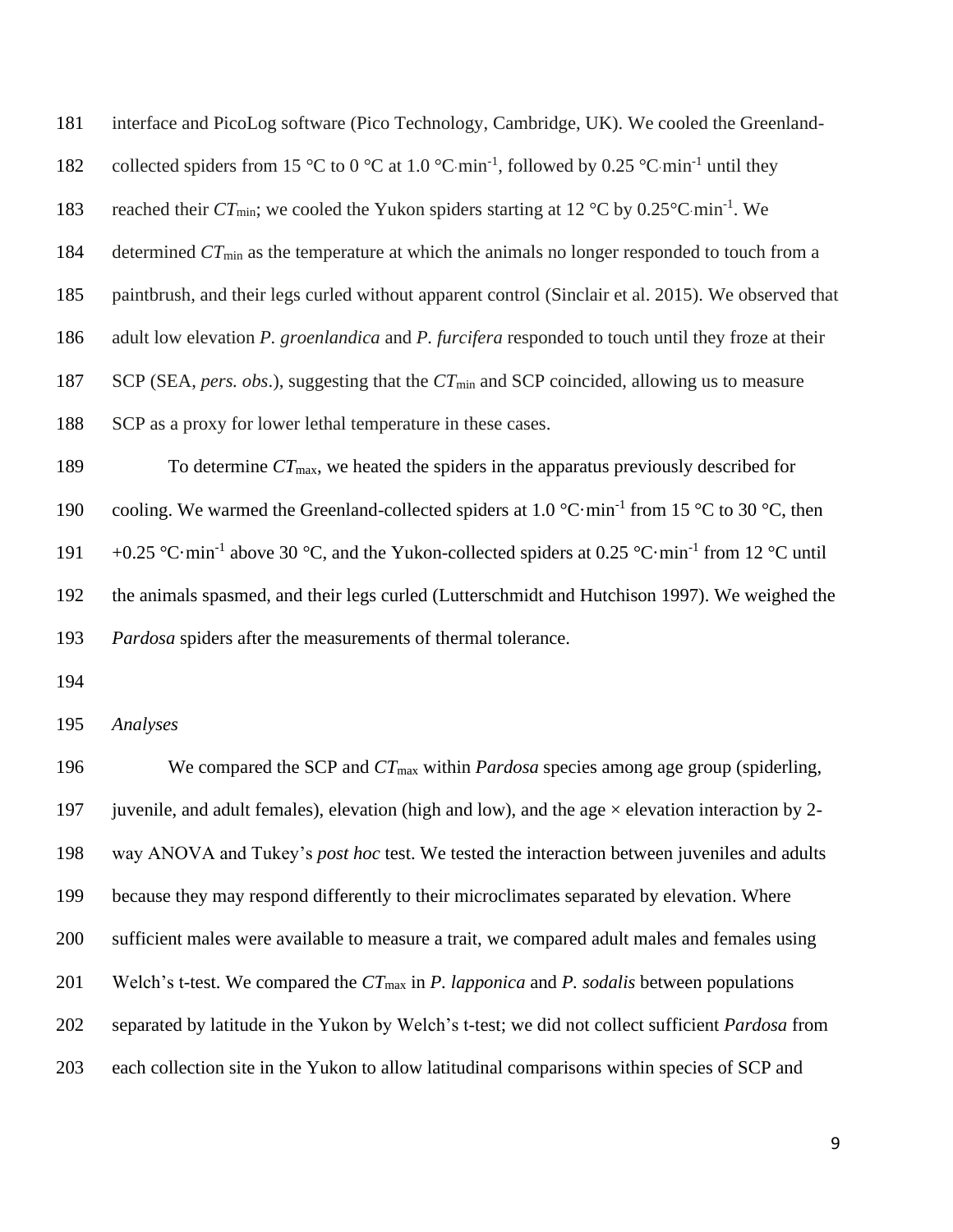interface and PicoLog software (Pico Technology, Cambridge, UK). We cooled the Greenland-collected spiders from 15 °C to 0 °C at 1.0 $°C·min^{-1}$, followed by 0.25 $°C·min^{-1}$ until they reached their $CT_{min}$; we cooled the Yukon spiders starting at 12 °C by 0.25 $°C·min^{-1}$. We determined $CT_{min}$ as the temperature at which the animals no longer responded to touch from a paintbrush, and their legs curled without apparent control (Sinclair et al. 2015). We observed that adult low elevation *P. groenlandica* and *P. furcifera* responded to touch until they froze at their SCP (SEA, *pers. obs*.), suggesting that the $CT_{min}$ and SCP coincided, allowing us to measure SCP as a proxy for lower lethal temperature in these cases.

To determine $CT_{max}$, we heated the spiders in the apparatus previously described for cooling. We warmed the Greenland-collected spiders at 1.0 $°C·min^{-1}$ from 15 °C to 30 °C, then +0.25 $°C·min^{-1}$ above 30 °C, and the Yukon-collected spiders at 0.25 $°C·min^{-1}$ from 12 °C until the animals spasmed, and their legs curled (Lutterschmidt and Hutchison 1997). We weighed the *Pardosa* spiders after the measurements of thermal tolerance.

*Analyses*

We compared the SCP and $CT_{max}$ within *Pardosa* species among age group (spiderling, juvenile, and adult females), elevation (high and low), and the age × elevation interaction by 2-way ANOVA and Tukey's *post hoc* test. We tested the interaction between juveniles and adults because they may respond differently to their microclimates separated by elevation. Where sufficient males were available to measure a trait, we compared adult males and females using Welch's t-test. We compared the $CT_{max}$ in *P. lapponica* and *P. sodalis* between populations separated by latitude in the Yukon by Welch's t-test; we did not collect sufficient *Pardosa* from each collection site in the Yukon to allow latitudinal comparisons within species of SCP and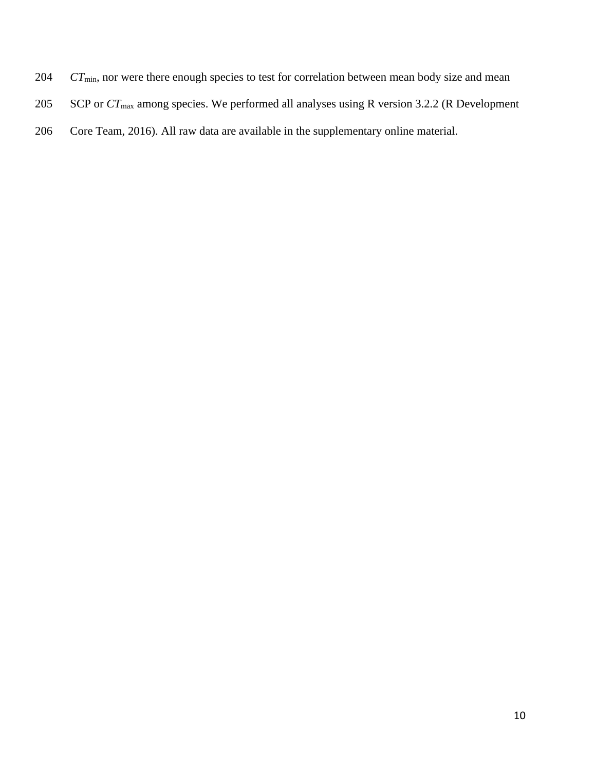$CT_{min}$, nor were there enough species to test for correlation between mean body size and mean SCP or $CT_{max}$ among species. We performed all analyses using R version 3.2.2 (R Development Core Team, 2016). All raw data are available in the supplementary online material.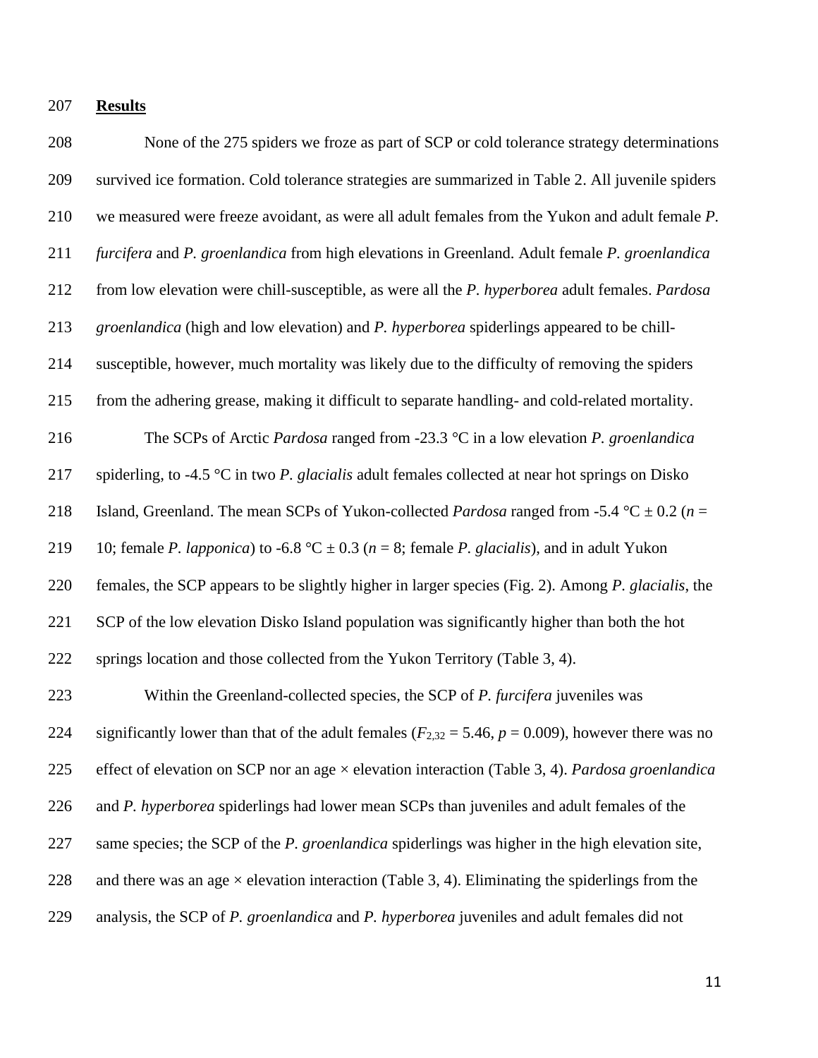## Results

None of the 275 spiders we froze as part of SCP or cold tolerance strategy determinations survived ice formation. Cold tolerance strategies are summarized in Table 2. All juvenile spiders we measured were freeze avoidant, as were all adult females from the Yukon and adult female *P. furcifera* and *P. groenlandica* from high elevations in Greenland. Adult female *P. groenlandica* from low elevation were chill-susceptible, as were all the *P. hyperborea* adult females. *Pardosa groenlandica* (high and low elevation) and *P. hyperborea* spiderlings appeared to be chill-susceptible, however, much mortality was likely due to the difficulty of removing the spiders from the adhering grease, making it difficult to separate handling- and cold-related mortality.

The SCPs of Arctic *Pardosa* ranged from -23.3 °C in a low elevation *P. groenlandica* spiderling, to -4.5 °C in two *P. glacialis* adult females collected at near hot springs on Disko Island, Greenland. The mean SCPs of Yukon-collected *Pardosa* ranged from -5.4 °C ± 0.2 ($n$ = 10; female *P. lapponica*) to -6.8 °C ± 0.3 ($n$ = 8; female *P. glacialis*), and in adult Yukon females, the SCP appears to be slightly higher in larger species (Fig. 2). Among *P. glacialis*, the SCP of the low elevation Disko Island population was significantly higher than both the hot springs location and those collected from the Yukon Territory (Table 3, 4).

Within the Greenland-collected species, the SCP of *P. furcifera* juveniles was significantly lower than that of the adult females ($F_{2,32} = 5.46$, $p = 0.009$), however there was no effect of elevation on SCP nor an age × elevation interaction (Table 3, 4). *Pardosa groenlandica* and *P. hyperborea* spiderlings had lower mean SCPs than juveniles and adult females of the same species; the SCP of the *P. groenlandica* spiderlings was higher in the high elevation site, and there was an age × elevation interaction (Table 3, 4). Eliminating the spiderlings from the analysis, the SCP of *P. groenlandica* and *P. hyperborea* juveniles and adult females did not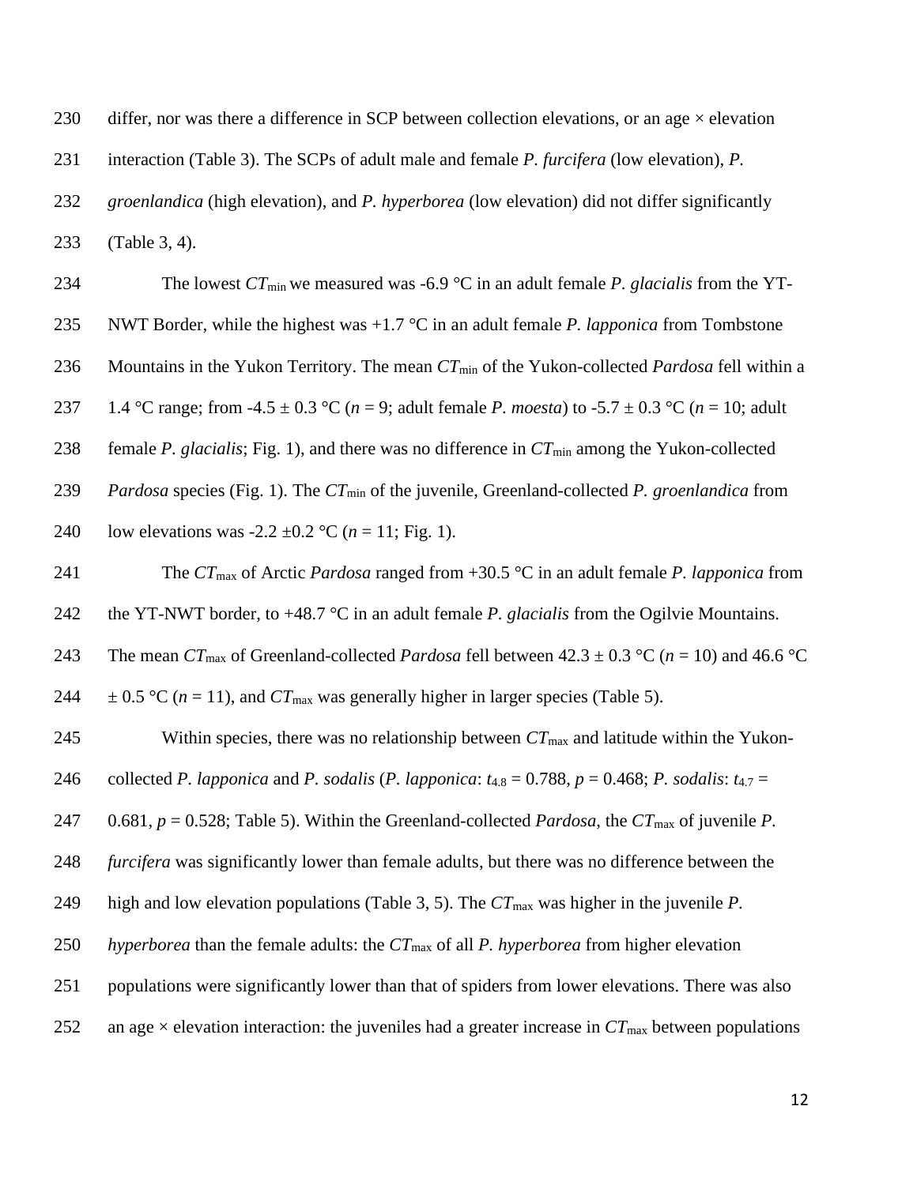differ, nor was there a difference in SCP between collection elevations, or an age × elevation interaction (Table 3). The SCPs of adult male and female *P. furcifera* (low elevation), *P. groenlandica* (high elevation), and *P. hyperborea* (low elevation) did not differ significantly (Table 3, 4).

The lowest $CT_{min}$ we measured was -6.9 °C in an adult female *P. glacialis* from the YT-NWT Border, while the highest was +1.7 °C in an adult female *P. lapponica* from Tombstone Mountains in the Yukon Territory. The mean $CT_{min}$ of the Yukon-collected *Pardosa* fell within a 1.4 °C range; from -4.5 ± 0.3 °C ($n$ = 9; adult female *P. moesta*) to -5.7 ± 0.3 °C ($n$ = 10; adult female *P. glacialis*; Fig. 1), and there was no difference in $CT_{min}$ among the Yukon-collected *Pardosa* species (Fig. 1). The $CT_{min}$ of the juvenile, Greenland-collected *P. groenlandica* from low elevations was -2.2 ±0.2 °C ($n$ = 11; Fig. 1).

The $CT_{max}$ of Arctic *Pardosa* ranged from +30.5 °C in an adult female *P. lapponica* from the YT-NWT border, to +48.7 °C in an adult female *P. glacialis* from the Ogilvie Mountains. The mean $CT_{max}$ of Greenland-collected *Pardosa* fell between 42.3 ± 0.3 °C ($n$ = 10) and 46.6 °C ± 0.5 °C ($n$ = 11), and $CT_{max}$ was generally higher in larger species (Table 5).

Within species, there was no relationship between $CT_{max}$ and latitude within the Yukon-collected *P. lapponica* and *P. sodalis* (*P. lapponica*: $t_{4.8}$ = 0.788, $p$ = 0.468; *P. sodalis*: $t_{4.7}$ = 0.681, $p$ = 0.528; Table 5). Within the Greenland-collected *Pardosa*, the $CT_{max}$ of juvenile *P. furcifera* was significantly lower than female adults, but there was no difference between the high and low elevation populations (Table 3, 5). The $CT_{max}$ was higher in the juvenile *P. hyperborea* than the female adults: the $CT_{max}$ of all *P. hyperborea* from higher elevation populations were significantly lower than that of spiders from lower elevations. There was also an age × elevation interaction: the juveniles had a greater increase in $CT_{max}$ between populations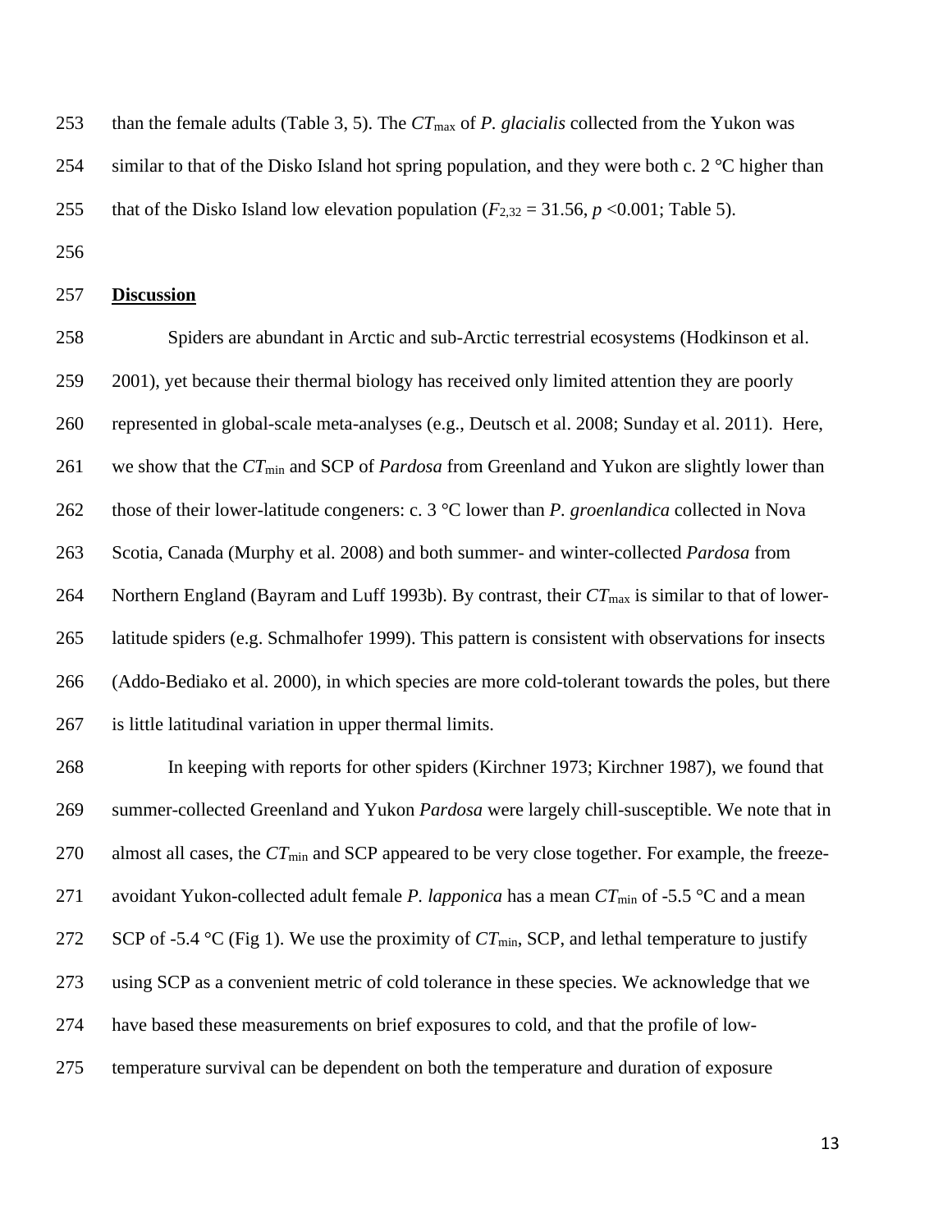than the female adults (Table 3, 5). The $CT_{max}$ of *P. glacialis* collected from the Yukon was similar to that of the Disko Island hot spring population, and they were both c. 2 °C higher than that of the Disko Island low elevation population ($F_{2,32} = 31.56$, $p < 0.001$; Table 5).

## Discussion

Spiders are abundant in Arctic and sub-Arctic terrestrial ecosystems (Hodkinson et al. 2001), yet because their thermal biology has received only limited attention they are poorly represented in global-scale meta-analyses (e.g., Deutsch et al. 2008; Sunday et al. 2011). Here, we show that the $CT_{min}$ and SCP of *Pardosa* from Greenland and Yukon are slightly lower than those of their lower-latitude congeners: c. 3 °C lower than *P. groenlandica* collected in Nova Scotia, Canada (Murphy et al. 2008) and both summer- and winter-collected *Pardosa* from Northern England (Bayram and Luff 1993b). By contrast, their $CT_{max}$ is similar to that of lower-latitude spiders (e.g. Schmalhofer 1999). This pattern is consistent with observations for insects (Addo-Bediako et al. 2000), in which species are more cold-tolerant towards the poles, but there is little latitudinal variation in upper thermal limits.

In keeping with reports for other spiders (Kirchner 1973; Kirchner 1987), we found that summer-collected Greenland and Yukon *Pardosa* were largely chill-susceptible. We note that in almost all cases, the $CT_{min}$ and SCP appeared to be very close together. For example, the freeze-avoidant Yukon-collected adult female *P. lapponica* has a mean $CT_{min}$ of -5.5 °C and a mean SCP of -5.4 °C (Fig 1). We use the proximity of $CT_{min}$, SCP, and lethal temperature to justify using SCP as a convenient metric of cold tolerance in these species. We acknowledge that we have based these measurements on brief exposures to cold, and that the profile of low-temperature survival can be dependent on both the temperature and duration of exposure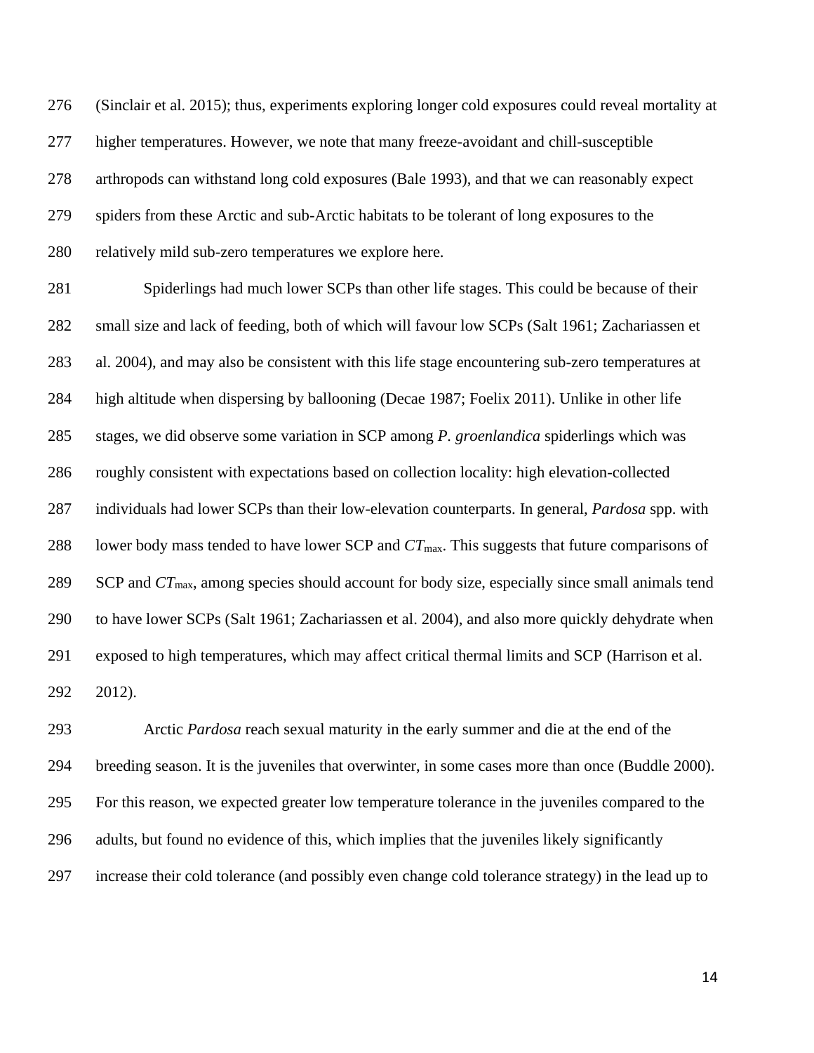(Sinclair et al. 2015); thus, experiments exploring longer cold exposures could reveal mortality at higher temperatures. However, we note that many freeze-avoidant and chill-susceptible arthropods can withstand long cold exposures (Bale 1993), and that we can reasonably expect spiders from these Arctic and sub-Arctic habitats to be tolerant of long exposures to the relatively mild sub-zero temperatures we explore here.

Spiderlings had much lower SCPs than other life stages. This could be because of their small size and lack of feeding, both of which will favour low SCPs (Salt 1961; Zachariassen et al. 2004), and may also be consistent with this life stage encountering sub-zero temperatures at high altitude when dispersing by ballooning (Decae 1987; Foelix 2011). Unlike in other life stages, we did observe some variation in SCP among *P. groenlandica* spiderlings which was roughly consistent with expectations based on collection locality: high elevation-collected individuals had lower SCPs than their low-elevation counterparts. In general, *Pardosa* spp. with lower body mass tended to have lower SCP and $CT_{\max}$. This suggests that future comparisons of SCP and $CT_{\max}$, among species should account for body size, especially since small animals tend to have lower SCPs (Salt 1961; Zachariassen et al. 2004), and also more quickly dehydrate when exposed to high temperatures, which may affect critical thermal limits and SCP (Harrison et al. 2012).

Arctic *Pardosa* reach sexual maturity in the early summer and die at the end of the breeding season. It is the juveniles that overwinter, in some cases more than once (Buddle 2000). For this reason, we expected greater low temperature tolerance in the juveniles compared to the adults, but found no evidence of this, which implies that the juveniles likely significantly increase their cold tolerance (and possibly even change cold tolerance strategy) in the lead up to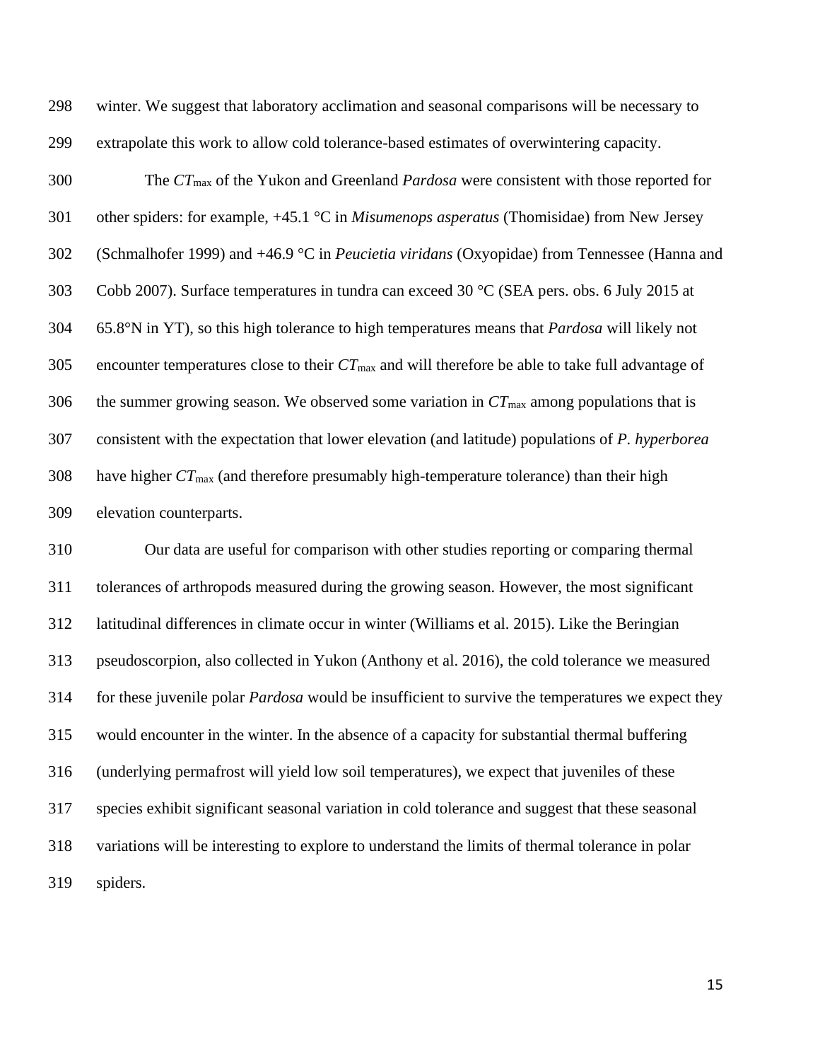winter. We suggest that laboratory acclimation and seasonal comparisons will be necessary to extrapolate this work to allow cold tolerance-based estimates of overwintering capacity.

The $CT_{max}$ of the Yukon and Greenland *Pardosa* were consistent with those reported for other spiders: for example, +45.1 °C in *Misumenops asperatus* (Thomisidae) from New Jersey (Schmalhofer 1999) and +46.9 °C in *Peucietia viridans* (Oxyopidae) from Tennessee (Hanna and Cobb 2007). Surface temperatures in tundra can exceed 30 °C (SEA pers. obs. 6 July 2015 at 65.8°N in YT), so this high tolerance to high temperatures means that *Pardosa* will likely not encounter temperatures close to their $CT_{max}$ and will therefore be able to take full advantage of the summer growing season. We observed some variation in $CT_{max}$ among populations that is consistent with the expectation that lower elevation (and latitude) populations of *P. hyperborea* have higher $CT_{max}$ (and therefore presumably high-temperature tolerance) than their high elevation counterparts.

Our data are useful for comparison with other studies reporting or comparing thermal tolerances of arthropods measured during the growing season. However, the most significant latitudinal differences in climate occur in winter (Williams et al. 2015). Like the Beringian pseudoscorpion, also collected in Yukon (Anthony et al. 2016), the cold tolerance we measured for these juvenile polar *Pardosa* would be insufficient to survive the temperatures we expect they would encounter in the winter. In the absence of a capacity for substantial thermal buffering (underlying permafrost will yield low soil temperatures), we expect that juveniles of these species exhibit significant seasonal variation in cold tolerance and suggest that these seasonal variations will be interesting to explore to understand the limits of thermal tolerance in polar spiders.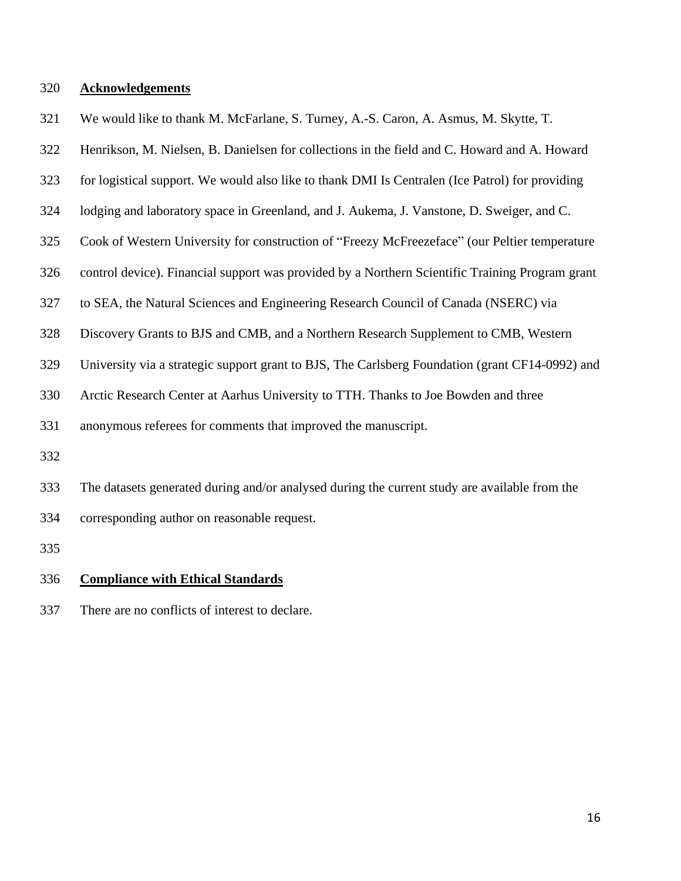## Acknowledgements

We would like to thank M. McFarlane, S. Turney, A.-S. Caron, A. Asmus, M. Skytte, T. Henrikson, M. Nielsen, B. Danielsen for collections in the field and C. Howard and A. Howard for logistical support. We would also like to thank DMI Is Centralen (Ice Patrol) for providing lodging and laboratory space in Greenland, and J. Aukema, J. Vanstone, D. Sweiger, and C. Cook of Western University for construction of "Freezy McFreezeface" (our Peltier temperature control device). Financial support was provided by a Northern Scientific Training Program grant to SEA, the Natural Sciences and Engineering Research Council of Canada (NSERC) via Discovery Grants to BJS and CMB, and a Northern Research Supplement to CMB, Western University via a strategic support grant to BJS, The Carlsberg Foundation (grant CF14-0992) and Arctic Research Center at Aarhus University to TTH. Thanks to Joe Bowden and three anonymous referees for comments that improved the manuscript.

The datasets generated during and/or analysed during the current study are available from the corresponding author on reasonable request.

## Compliance with Ethical Standards

There are no conflicts of interest to declare.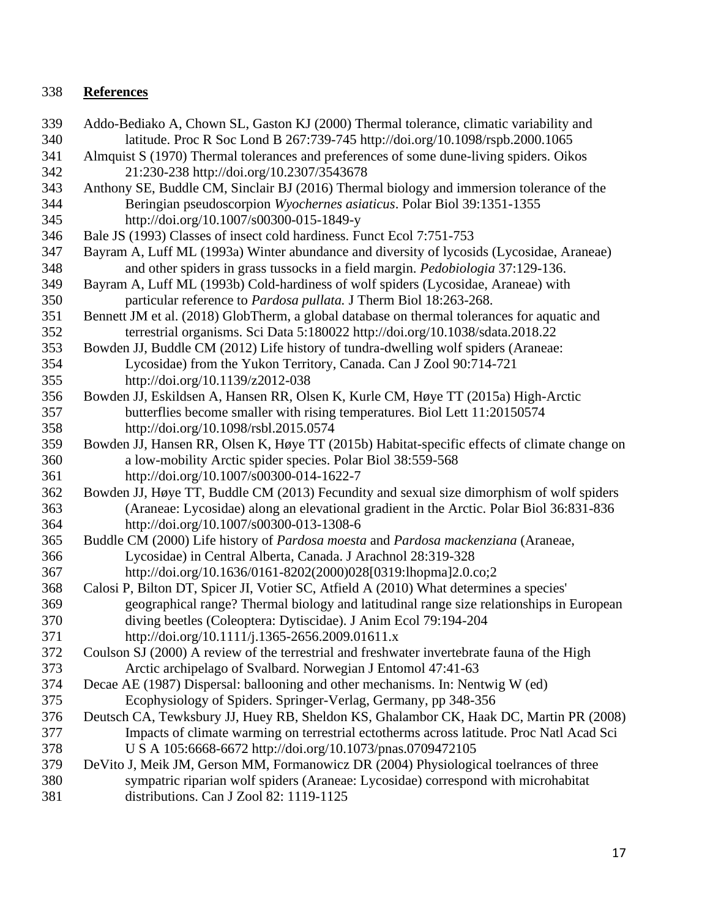## References

Addo-Bediako A, Chown SL, Gaston KJ (2000) Thermal tolerance, climatic variability and latitude. Proc R Soc Lond B 267:739-745 http://doi.org/10.1098/rspb.2000.1065

Almquist S (1970) Thermal tolerances and preferences of some dune-living spiders. Oikos 21:230-238 http://doi.org/10.2307/3543678

Anthony SE, Buddle CM, Sinclair BJ (2016) Thermal biology and immersion tolerance of the Beringian pseudoscorpion *Wyochernes asiaticus*. Polar Biol 39:1351-1355 http://doi.org/10.1007/s00300-015-1849-y

Bale JS (1993) Classes of insect cold hardiness. Funct Ecol 7:751-753

Bayram A, Luff ML (1993a) Winter abundance and diversity of lycosids (Lycosidae, Araneae) and other spiders in grass tussocks in a field margin. *Pedobiologia* 37:129-136.

Bayram A, Luff ML (1993b) Cold-hardiness of wolf spiders (Lycosidae, Araneae) with particular reference to *Pardosa pullata.* J Therm Biol 18:263-268.

Bennett JM et al. (2018) GlobTherm, a global database on thermal tolerances for aquatic and terrestrial organisms. Sci Data 5:180022 http://doi.org/10.1038/sdata.2018.22

Bowden JJ, Buddle CM (2012) Life history of tundra-dwelling wolf spiders (Araneae: Lycosidae) from the Yukon Territory, Canada. Can J Zool 90:714-721 http://doi.org/10.1139/z2012-038

Bowden JJ, Eskildsen A, Hansen RR, Olsen K, Kurle CM, Høye TT (2015a) High-Arctic butterflies become smaller with rising temperatures. Biol Lett 11:20150574 http://doi.org/10.1098/rsbl.2015.0574

Bowden JJ, Hansen RR, Olsen K, Høye TT (2015b) Habitat-specific effects of climate change on a low-mobility Arctic spider species. Polar Biol 38:559-568 http://doi.org/10.1007/s00300-014-1622-7

Bowden JJ, Høye TT, Buddle CM (2013) Fecundity and sexual size dimorphism of wolf spiders (Araneae: Lycosidae) along an elevational gradient in the Arctic. Polar Biol 36:831-836 http://doi.org/10.1007/s00300-013-1308-6

Buddle CM (2000) Life history of *Pardosa moesta* and *Pardosa mackenziana* (Araneae, Lycosidae) in Central Alberta, Canada. J Arachnol 28:319-328 http://doi.org/10.1636/0161-8202(2000)028[0319:lhopma]2.0.co;2

Calosi P, Bilton DT, Spicer JI, Votier SC, Atfield A (2010) What determines a species' geographical range? Thermal biology and latitudinal range size relationships in European diving beetles (Coleoptera: Dytiscidae). J Anim Ecol 79:194-204 http://doi.org/10.1111/j.1365-2656.2009.01611.x

Coulson SJ (2000) A review of the terrestrial and freshwater invertebrate fauna of the High Arctic archipelago of Svalbard. Norwegian J Entomol 47:41-63

Decae AE (1987) Dispersal: ballooning and other mechanisms. In: Nentwig W (ed) Ecophysiology of Spiders. Springer-Verlag, Germany, pp 348-356

Deutsch CA, Tewksbury JJ, Huey RB, Sheldon KS, Ghalambor CK, Haak DC, Martin PR (2008) Impacts of climate warming on terrestrial ectotherms across latitude. Proc Natl Acad Sci U S A 105:6668-6672 http://doi.org/10.1073/pnas.0709472105

DeVito J, Meik JM, Gerson MM, Formanowicz DR (2004) Physiological toelrances of three sympatric riparian wolf spiders (Araneae: Lycosidae) correspond with microhabitat distributions. Can J Zool 82: 1119-1125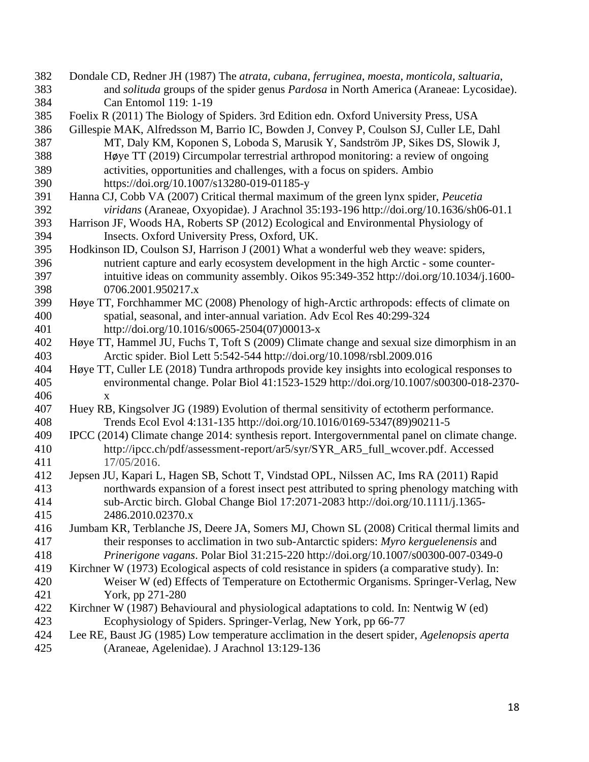Dondale CD, Redner JH (1987) The *atrata*, *cubana*, *ferruginea*, *moesta*, *monticola*, *saltuaria*, and *solituda* groups of the spider genus *Pardosa* in North America (Araneae: Lycosidae). Can Entomol 119: 1-19

Foelix R (2011) The Biology of Spiders. 3rd Edition edn. Oxford University Press, USA

Gillespie MAK, Alfredsson M, Barrio IC, Bowden J, Convey P, Coulson SJ, Culler LE, Dahl MT, Daly KM, Koponen S, Loboda S, Marusik Y, Sandström JP, Sikes DS, Slowik J, Høye TT (2019) Circumpolar terrestrial arthropod monitoring: a review of ongoing activities, opportunities and challenges, with a focus on spiders. Ambio https://doi.org/10.1007/s13280-019-01185-y

Hanna CJ, Cobb VA (2007) Critical thermal maximum of the green lynx spider, *Peucetia viridans* (Araneae, Oxyopidae). J Arachnol 35:193-196 http://doi.org/10.1636/sh06-01.1

Harrison JF, Woods HA, Roberts SP (2012) Ecological and Environmental Physiology of Insects. Oxford University Press, Oxford, UK.

Hodkinson ID, Coulson SJ, Harrison J (2001) What a wonderful web they weave: spiders, nutrient capture and early ecosystem development in the high Arctic - some counter-intuitive ideas on community assembly. Oikos 95:349-352 http://doi.org/10.1034/j.1600-0706.2001.950217.x

Høye TT, Forchhammer MC (2008) Phenology of high-Arctic arthropods: effects of climate on spatial, seasonal, and inter-annual variation. Adv Ecol Res 40:299-324 http://doi.org/10.1016/s0065-2504(07)00013-x

Høye TT, Hammel JU, Fuchs T, Toft S (2009) Climate change and sexual size dimorphism in an Arctic spider. Biol Lett 5:542-544 http://doi.org/10.1098/rsbl.2009.016

Høye TT, Culler LE (2018) Tundra arthropods provide key insights into ecological responses to environmental change. Polar Biol 41:1523-1529 http://doi.org/10.1007/s00300-018-2370-x

Huey RB, Kingsolver JG (1989) Evolution of thermal sensitivity of ectotherm performance. Trends Ecol Evol 4:131-135 http://doi.org/10.1016/0169-5347(89)90211-5

IPCC (2014) Climate change 2014: synthesis report. Intergovernmental panel on climate change. http://ipcc.ch/pdf/assessment-report/ar5/syr/SYR_AR5_full_wcover.pdf. Accessed 17/05/2016.

Jepsen JU, Kapari L, Hagen SB, Schott T, Vindstad OPL, Nilssen AC, Ims RA (2011) Rapid northwards expansion of a forest insect pest attributed to spring phenology matching with sub-Arctic birch. Global Change Biol 17:2071-2083 http://doi.org/10.1111/j.1365-2486.2010.02370.x

Jumbam KR, Terblanche JS, Deere JA, Somers MJ, Chown SL (2008) Critical thermal limits and their responses to acclimation in two sub-Antarctic spiders: *Myro kerguelenensis* and *Prinerigone vagans*. Polar Biol 31:215-220 http://doi.org/10.1007/s00300-007-0349-0

Kirchner W (1973) Ecological aspects of cold resistance in spiders (a comparative study). In: Weiser W (ed) Effects of Temperature on Ectothermic Organisms. Springer-Verlag, New York, pp 271-280

Kirchner W (1987) Behavioural and physiological adaptations to cold. In: Nentwig W (ed) Ecophysiology of Spiders. Springer-Verlag, New York, pp 66-77

Lee RE, Baust JG (1985) Low temperature acclimation in the desert spider, *Agelenopsis aperta* (Araneae, Agelenidae). J Arachnol 13:129-136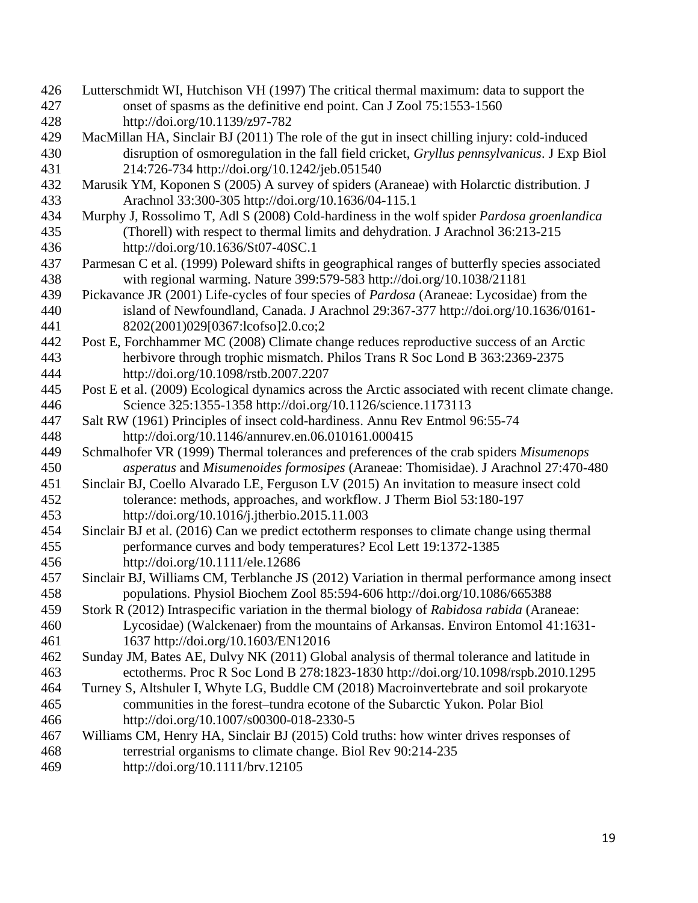Lutterschmidt WI, Hutchison VH (1997) The critical thermal maximum: data to support the onset of spasms as the definitive end point. Can J Zool 75:1553-1560 http://doi.org/10.1139/z97-782

MacMillan HA, Sinclair BJ (2011) The role of the gut in insect chilling injury: cold-induced disruption of osmoregulation in the fall field cricket, *Gryllus pennsylvanicus*. J Exp Biol 214:726-734 http://doi.org/10.1242/jeb.051540

Marusik YM, Koponen S (2005) A survey of spiders (Araneae) with Holarctic distribution. J Arachnol 33:300-305 http://doi.org/10.1636/04-115.1

Murphy J, Rossolimo T, Adl S (2008) Cold-hardiness in the wolf spider *Pardosa groenlandica* (Thorell) with respect to thermal limits and dehydration. J Arachnol 36:213-215 http://doi.org/10.1636/St07-40SC.1

Parmesan C et al. (1999) Poleward shifts in geographical ranges of butterfly species associated with regional warming. Nature 399:579-583 http://doi.org/10.1038/21181

Pickavance JR (2001) Life-cycles of four species of *Pardosa* (Araneae: Lycosidae) from the island of Newfoundland, Canada. J Arachnol 29:367-377 http://doi.org/10.1636/0161-8202(2001)029[0367:lcofso]2.0.co;2

Post E, Forchhammer MC (2008) Climate change reduces reproductive success of an Arctic herbivore through trophic mismatch. Philos Trans R Soc Lond B 363:2369-2375 http://doi.org/10.1098/rstb.2007.2207

Post E et al. (2009) Ecological dynamics across the Arctic associated with recent climate change. Science 325:1355-1358 http://doi.org/10.1126/science.1173113

Salt RW (1961) Principles of insect cold-hardiness. Annu Rev Entmol 96:55-74 http://doi.org/10.1146/annurev.en.06.010161.000415

Schmalhofer VR (1999) Thermal tolerances and preferences of the crab spiders *Misumenops asperatus* and *Misumenoides formosipes* (Araneae: Thomisidae). J Arachnol 27:470-480

Sinclair BJ, Coello Alvarado LE, Ferguson LV (2015) An invitation to measure insect cold tolerance: methods, approaches, and workflow. J Therm Biol 53:180-197 http://doi.org/10.1016/j.jtherbio.2015.11.003

Sinclair BJ et al. (2016) Can we predict ectotherm responses to climate change using thermal performance curves and body temperatures? Ecol Lett 19:1372-1385 http://doi.org/10.1111/ele.12686

Sinclair BJ, Williams CM, Terblanche JS (2012) Variation in thermal performance among insect populations. Physiol Biochem Zool 85:594-606 http://doi.org/10.1086/665388

Stork R (2012) Intraspecific variation in the thermal biology of *Rabidosa rabida* (Araneae: Lycosidae) (Walckenaer) from the mountains of Arkansas. Environ Entomol 41:1631-1637 http://doi.org/10.1603/EN12016

Sunday JM, Bates AE, Dulvy NK (2011) Global analysis of thermal tolerance and latitude in ectotherms. Proc R Soc Lond B 278:1823-1830 http://doi.org/10.1098/rspb.2010.1295

Turney S, Altshuler I, Whyte LG, Buddle CM (2018) Macroinvertebrate and soil prokaryote communities in the forest–tundra ecotone of the Subarctic Yukon. Polar Biol http://doi.org/10.1007/s00300-018-2330-5

Williams CM, Henry HA, Sinclair BJ (2015) Cold truths: how winter drives responses of terrestrial organisms to climate change. Biol Rev 90:214-235 http://doi.org/10.1111/brv.12105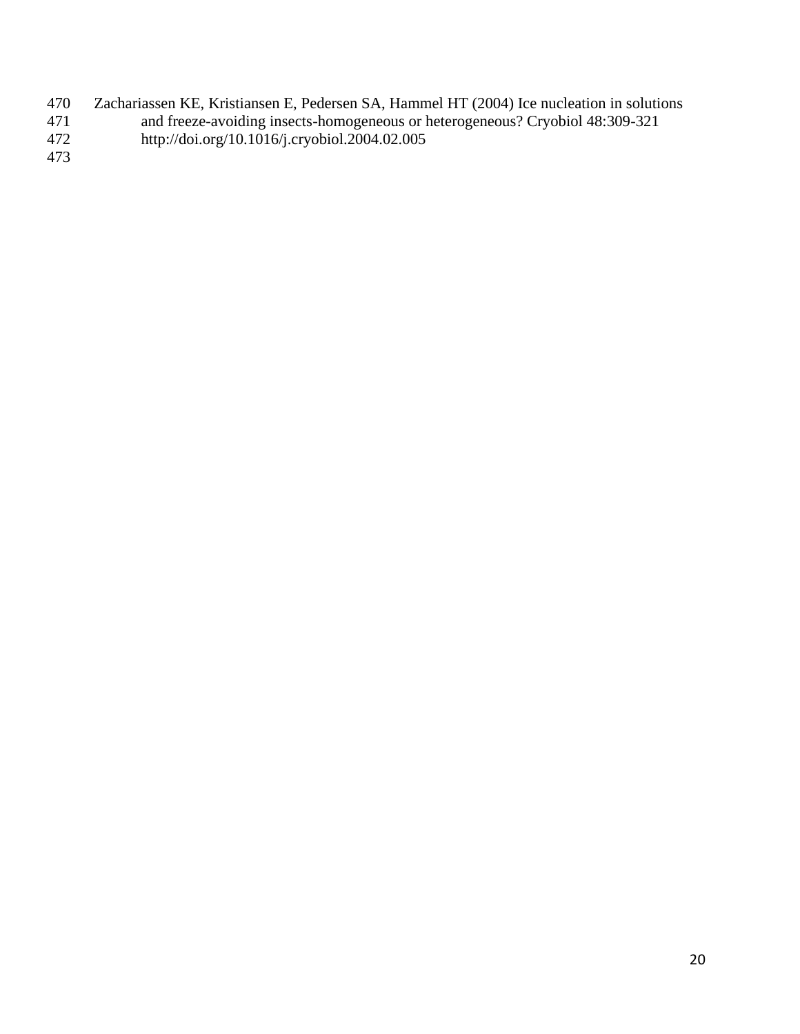Zachariassen KE, Kristiansen E, Pedersen SA, Hammel HT (2004) Ice nucleation in solutions and freeze-avoiding insects-homogeneous or heterogeneous? Cryobiol 48:309-321 http://doi.org/10.1016/j.cryobiol.2004.02.005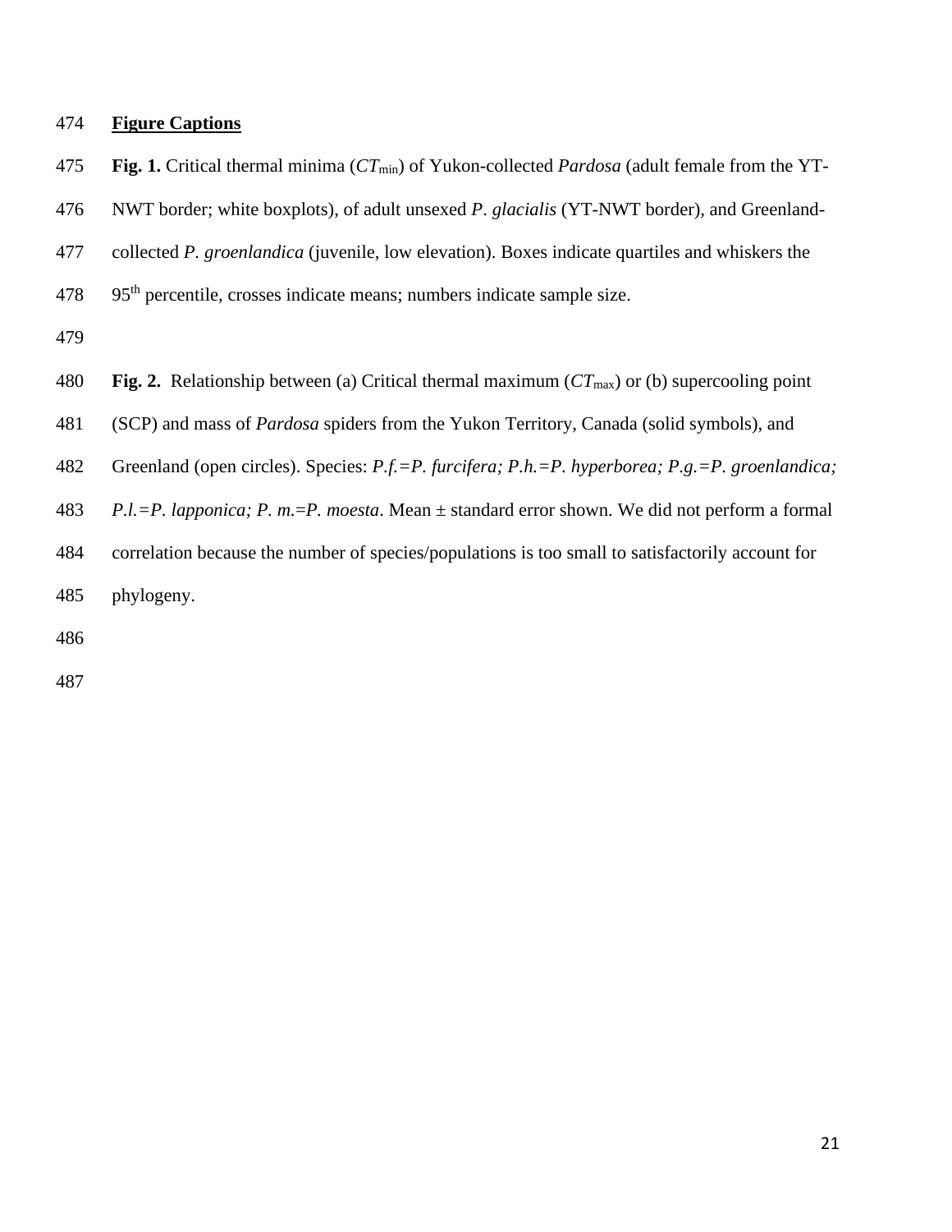## Figure Captions

**Fig. 1.** Critical thermal minima ($CT_{min}$) of Yukon-collected *Pardosa* (adult female from the YT-NWT border; white boxplots), of adult unsexed *P. glacialis* (YT-NWT border), and Greenland-collected *P. groenlandica* (juvenile, low elevation). Boxes indicate quartiles and whiskers the 95th percentile, crosses indicate means; numbers indicate sample size.

**Fig. 2.** Relationship between (a) Critical thermal maximum ($CT_{max}$) or (b) supercooling point (SCP) and mass of *Pardosa* spiders from the Yukon Territory, Canada (solid symbols), and Greenland (open circles). Species: *P.f.=P. furcifera; P.h.=P. hyperborea; P.g.=P. groenlandica; P.l.=P. lapponica; P. m.=P. moesta*. Mean ± standard error shown. We did not perform a formal correlation because the number of species/populations is too small to satisfactorily account for phylogeny.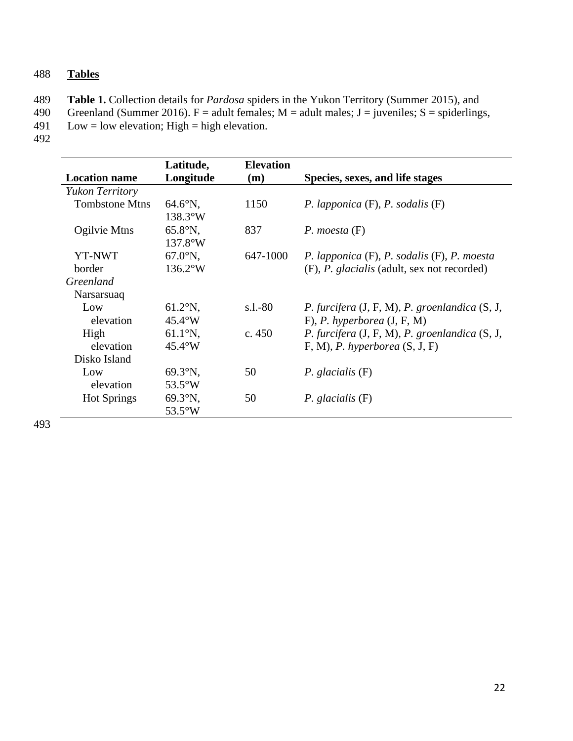## Tables

**Table 1.** Collection details for *Pardosa* spiders in the Yukon Territory (Summer 2015), and Greenland (Summer 2016). F = adult females; M = adult males; J = juveniles; S = spiderlings, Low = low elevation; High = high elevation.

| Location name | Latitude, Longitude | Elevation (m) | Species, sexes, and life stages |
|---|---|---|---|
| *Yukon Territory* | | | |
| Tombstone Mtns | 64.6°N, 138.3°W | 1150 | *P. lapponica* (F), *P. sodalis* (F) |
| Ogilvie Mtns | 65.8°N, 137.8°W | 837 | *P. moesta* (F) |
| YT-NWT border | 67.0°N, 136.2°W | 647-1000 | *P. lapponica* (F), *P. sodalis* (F), *P. moesta* (F), *P. glacialis* (adult, sex not recorded) |
| *Greenland* | | | |
| Narsarsuaq | | | |
| Low elevation | 61.2°N, 45.4°W | s.l.-80 | *P. furcifera* (J, F, M), *P. groenlandica* (S, J, F), *P. hyperborea* (J, F, M) |
| High elevation | 61.1°N, 45.4°W | c. 450 | *P. furcifera* (J, F, M), *P. groenlandica* (S, J, F, M), *P. hyperborea* (S, J, F) |
| Disko Island | | | |
| Low elevation | 69.3°N, 53.5°W | 50 | *P. glacialis* (F) |
| Hot Springs | 69.3°N, 53.5°W | 50 | *P. glacialis* (F) |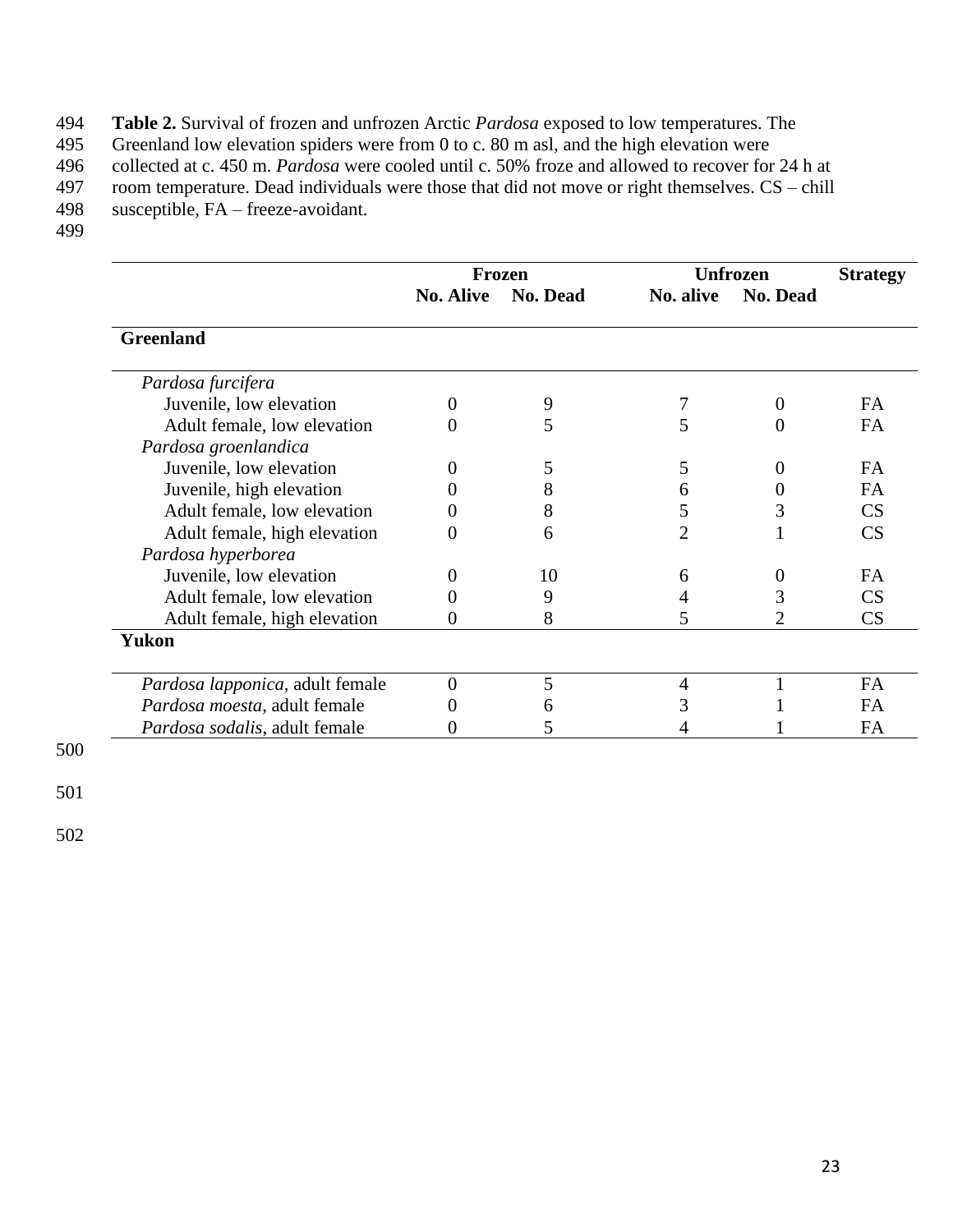**Table 2.** Survival of frozen and unfrozen Arctic *Pardosa* exposed to low temperatures. The Greenland low elevation spiders were from 0 to c. 80 m asl, and the high elevation were collected at c. 450 m. *Pardosa* were cooled until c. 50% froze and allowed to recover for 24 h at room temperature. Dead individuals were those that did not move or right themselves. CS – chill susceptible, FA – freeze-avoidant.

| | Frozen | | Unfrozen | | Strategy |
|---|---|---|---|---|---|
| | **No. Alive** | **No. Dead** | **No. alive** | **No. Dead** | |
| **Greenland** | | | | | |
| *Pardosa furcifera* | | | | | |
| Juvenile, low elevation | 0 | 9 | 7 | 0 | FA |
| Adult female, low elevation | 0 | 5 | 5 | 0 | FA |
| *Pardosa groenlandica* | | | | | |
| Juvenile, low elevation | 0 | 5 | 5 | 0 | FA |
| Juvenile, high elevation | 0 | 8 | 6 | 0 | FA |
| Adult female, low elevation | 0 | 8 | 5 | 3 | CS |
| Adult female, high elevation | 0 | 6 | 2 | 1 | CS |
| *Pardosa hyperborea* | | | | | |
| Juvenile, low elevation | 0 | 10 | 6 | 0 | FA |
| Adult female, low elevation | 0 | 9 | 4 | 3 | CS |
| Adult female, high elevation | 0 | 8 | 5 | 2 | CS |
| **Yukon** | | | | | |
| *Pardosa lapponica*, adult female | 0 | 5 | 4 | 1 | FA |
| *Pardosa moesta*, adult female | 0 | 6 | 3 | 1 | FA |
| *Pardosa sodalis*, adult female | 0 | 5 | 4 | 1 | FA |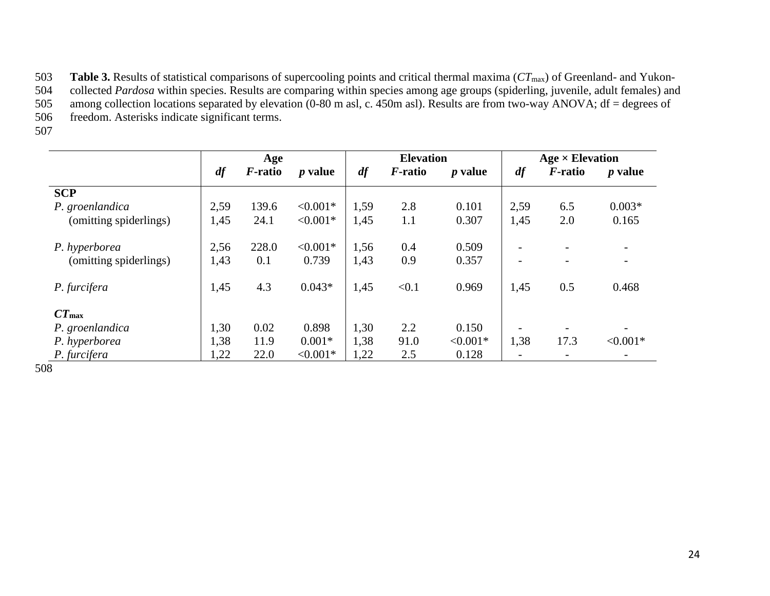**Table 3.** Results of statistical comparisons of supercooling points and critical thermal maxima ($CT_{max}$) of Greenland- and Yukon-collected *Pardosa* within species. Results are comparing within species among age groups (spiderling, juvenile, adult females) and among collection locations separated by elevation (0-80 m asl, c. 450m asl). Results are from two-way ANOVA; df = degrees of freedom. Asterisks indicate significant terms.

| | Age | | | Elevation | | | Age × Elevation | | |
|---|---|---|---|---|---|---|---|---|---|
| | ***df*** | ***F*-ratio** | ***p* value** | ***df*** | ***F*-ratio** | ***p* value** | ***df*** | ***F*-ratio** | ***p* value** |
| **SCP** | | | | | | | | | |
| *P. groenlandica* | 2,59 | 139.6 | <0.001* | 1,59 | 2.8 | 0.101 | 2,59 | 6.5 | 0.003* |
| (omitting spiderlings) | 1,45 | 24.1 | <0.001* | 1,45 | 1.1 | 0.307 | 1,45 | 2.0 | 0.165 |
| *P. hyperborea* | 2,56 | 228.0 | <0.001* | 1,56 | 0.4 | 0.509 | - | - | - |
| (omitting spiderlings) | 1,43 | 0.1 | 0.739 | 1,43 | 0.9 | 0.357 | - | - | - |
| *P. furcifera* | 1,45 | 4.3 | 0.043* | 1,45 | <0.1 | 0.969 | 1,45 | 0.5 | 0.468 |
| $CT_{max}$ | | | | | | | | | |
| *P. groenlandica* | 1,30 | 0.02 | 0.898 | 1,30 | 2.2 | 0.150 | - | - | - |
| *P. hyperborea* | 1,38 | 11.9 | 0.001* | 1,38 | 91.0 | <0.001* | 1,38 | 17.3 | <0.001* |
| *P. furcifera* | 1,22 | 22.0 | <0.001* | 1,22 | 2.5 | 0.128 | - | - | - |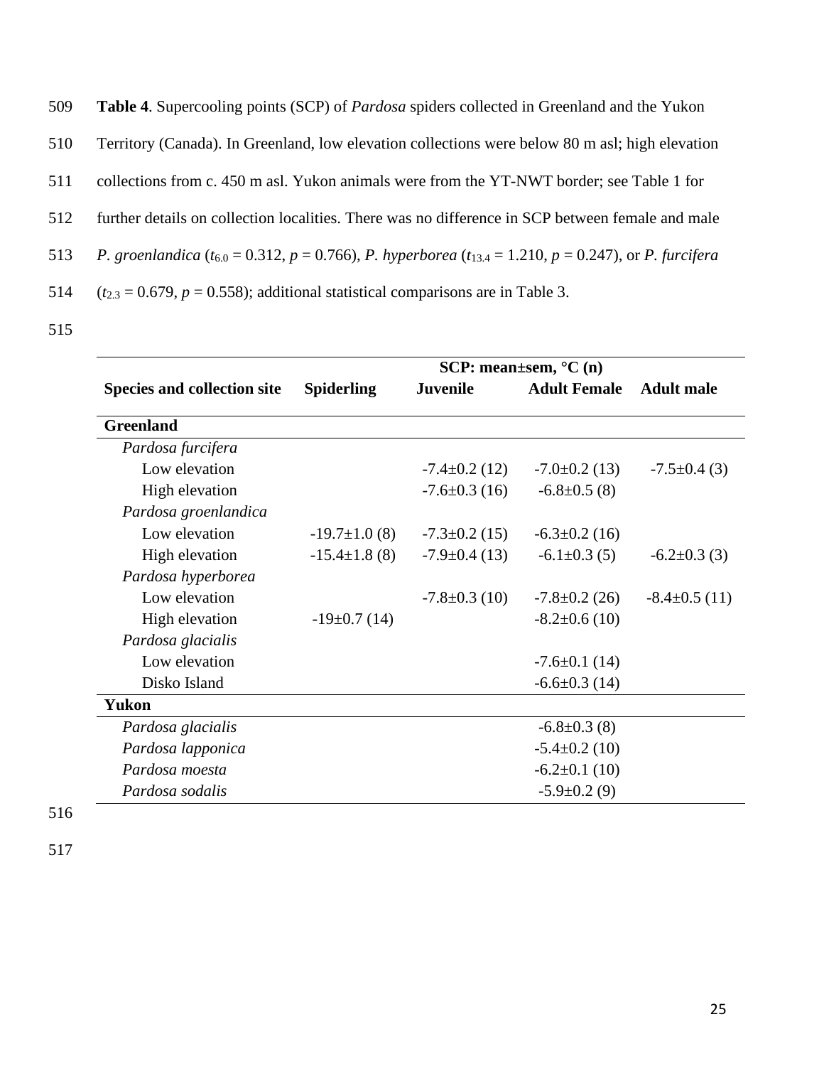**Table 4**. Supercooling points (SCP) of *Pardosa* spiders collected in Greenland and the Yukon Territory (Canada). In Greenland, low elevation collections were below 80 m asl; high elevation collections from c. 450 m asl. Yukon animals were from the YT-NWT border; see Table 1 for further details on collection localities. There was no difference in SCP between female and male *P. groenlandica* ($t_{6.0} = 0.312$, $p = 0.766$), *P. hyperborea* ($t_{13.4} = 1.210$, $p = 0.247$), or *P. furcifera* ($t_{2.3} = 0.679$, $p = 0.558$); additional statistical comparisons are in Table 3.

| | SCP: mean±sem, °C (n) | | | |
|---|---|---|---|---|
| **Species and collection site** | **Spiderling** | **Juvenile** | **Adult Female** | **Adult male** |
| **Greenland** | | | | |
| *Pardosa furcifera* | | | | |
| Low elevation | | -7.4±0.2 (12) | -7.0±0.2 (13) | -7.5±0.4 (3) |
| High elevation | | -7.6±0.3 (16) | -6.8±0.5 (8) | |
| *Pardosa groenlandica* | | | | |
| Low elevation | -19.7±1.0 (8) | -7.3±0.2 (15) | -6.3±0.2 (16) | |
| High elevation | -15.4±1.8 (8) | -7.9±0.4 (13) | -6.1±0.3 (5) | -6.2±0.3 (3) |
| *Pardosa hyperborea* | | | | |
| Low elevation | | -7.8±0.3 (10) | -7.8±0.2 (26) | -8.4±0.5 (11) |
| High elevation | -19±0.7 (14) | | -8.2±0.6 (10) | |
| *Pardosa glacialis* | | | | |
| Low elevation | | | -7.6±0.1 (14) | |
| Disko Island | | | -6.6±0.3 (14) | |
| **Yukon** | | | | |
| *Pardosa glacialis* | | | -6.8±0.3 (8) | |
| *Pardosa lapponica* | | | -5.4±0.2 (10) | |
| *Pardosa moesta* | | | -6.2±0.1 (10) | |
| *Pardosa sodalis* | | | -5.9±0.2 (9) | |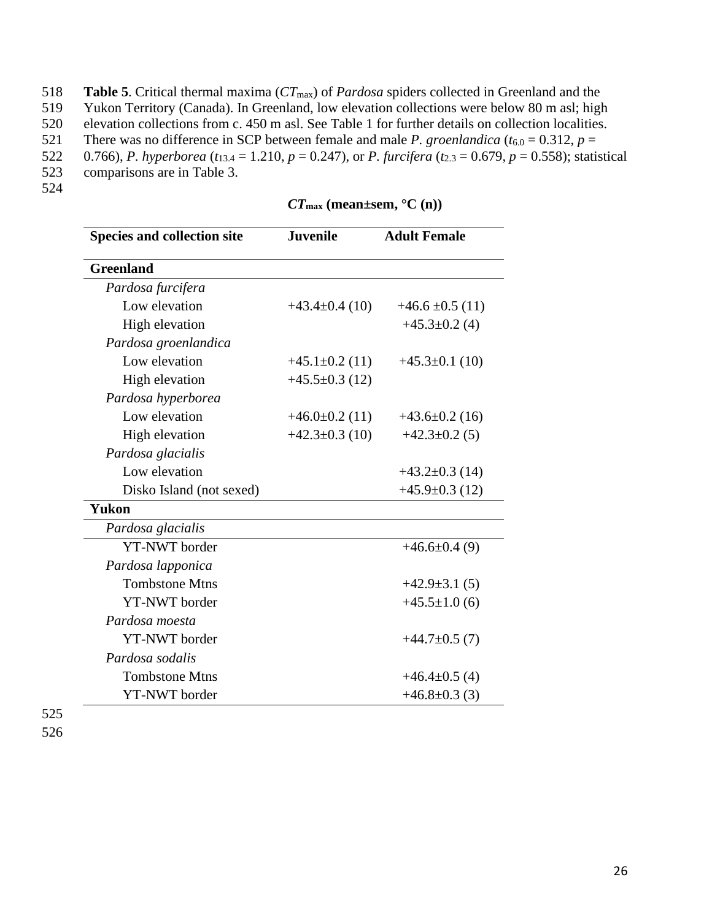**Table 5**. Critical thermal maxima ($CT_{max}$) of *Pardosa* spiders collected in Greenland and the Yukon Territory (Canada). In Greenland, low elevation collections were below 80 m asl; high elevation collections from c. 450 m asl. See Table 1 for further details on collection localities. There was no difference in SCP between female and male *P. groenlandica* ($t_{6.0} = 0.312$, $p = 0.766$), *P. hyperborea* ($t_{13.4} = 1.210$, $p = 0.247$), or *P. furcifera* ($t_{2.3} = 0.679$, $p = 0.558$); statistical comparisons are in Table 3.

| | $CT_{max}$ (mean±sem, °C (n)) | |
|---|---|---|
| **Species and collection site** | **Juvenile** | **Adult Female** |
| **Greenland** | | |
| *Pardosa furcifera* | | |
| Low elevation | +43.4±0.4 (10) | +46.6 ±0.5 (11) |
| High elevation | | +45.3±0.2 (4) |
| *Pardosa groenlandica* | | |
| Low elevation | +45.1±0.2 (11) | +45.3±0.1 (10) |
| High elevation | +45.5±0.3 (12) | |
| *Pardosa hyperborea* | | |
| Low elevation | +46.0±0.2 (11) | +43.6±0.2 (16) |
| High elevation | +42.3±0.3 (10) | +42.3±0.2 (5) |
| *Pardosa glacialis* | | |
| Low elevation | | +43.2±0.3 (14) |
| Disko Island (not sexed) | | +45.9±0.3 (12) |
| **Yukon** | | |
| *Pardosa glacialis* | | |
| YT-NWT border | | +46.6±0.4 (9) |
| *Pardosa lapponica* | | |
| Tombstone Mtns | | +42.9±3.1 (5) |
| YT-NWT border | | +45.5±1.0 (6) |
| *Pardosa moesta* | | |
| YT-NWT border | | +44.7±0.5 (7) |
| *Pardosa sodalis* | | |
| Tombstone Mtns | | +46.4±0.5 (4) |
| YT-NWT border | | +46.8±0.3 (3) |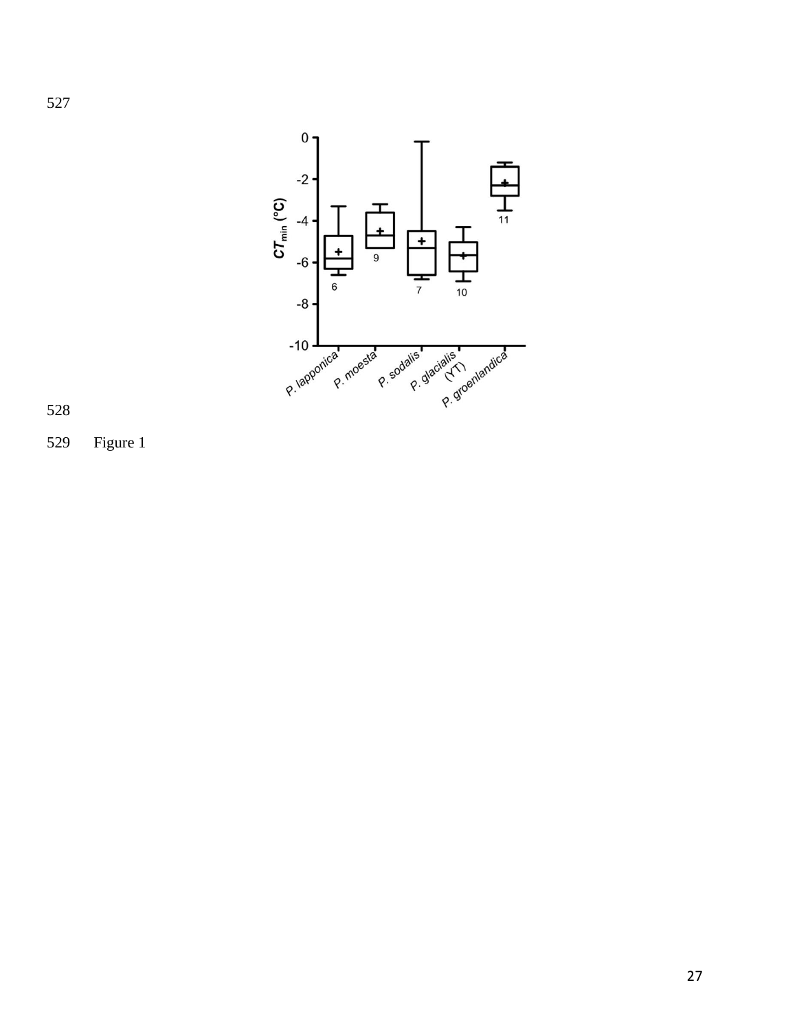527

528

529 Figure 1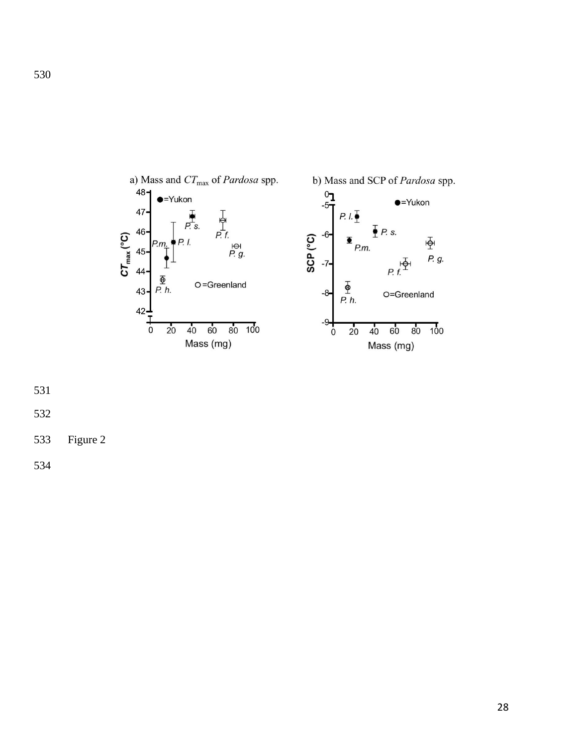a) Mass and $CT_{max}$ of *Pardosa* spp.

48
47
46
45
44
43
42

$CT_{max}$ (°C)

●=Yukon

*P. s.*

*P. f.*

*P.m.*

*P. l.*

*P. g.*

*P. h.*

○=Greenland

0 20 40 60 80 100

Mass (mg)

b) Mass and SCP of *Pardosa* spp.

0
-5
-6
-7
-8
-9

SCP (°C)

●=Yukon

*P. l.*

*P. s.*

*P.m.*

*P. g.*

*P. f.*

*P. h.*

○=Greenland

0 20 40 60 80 100

Mass (mg)

Figure 2